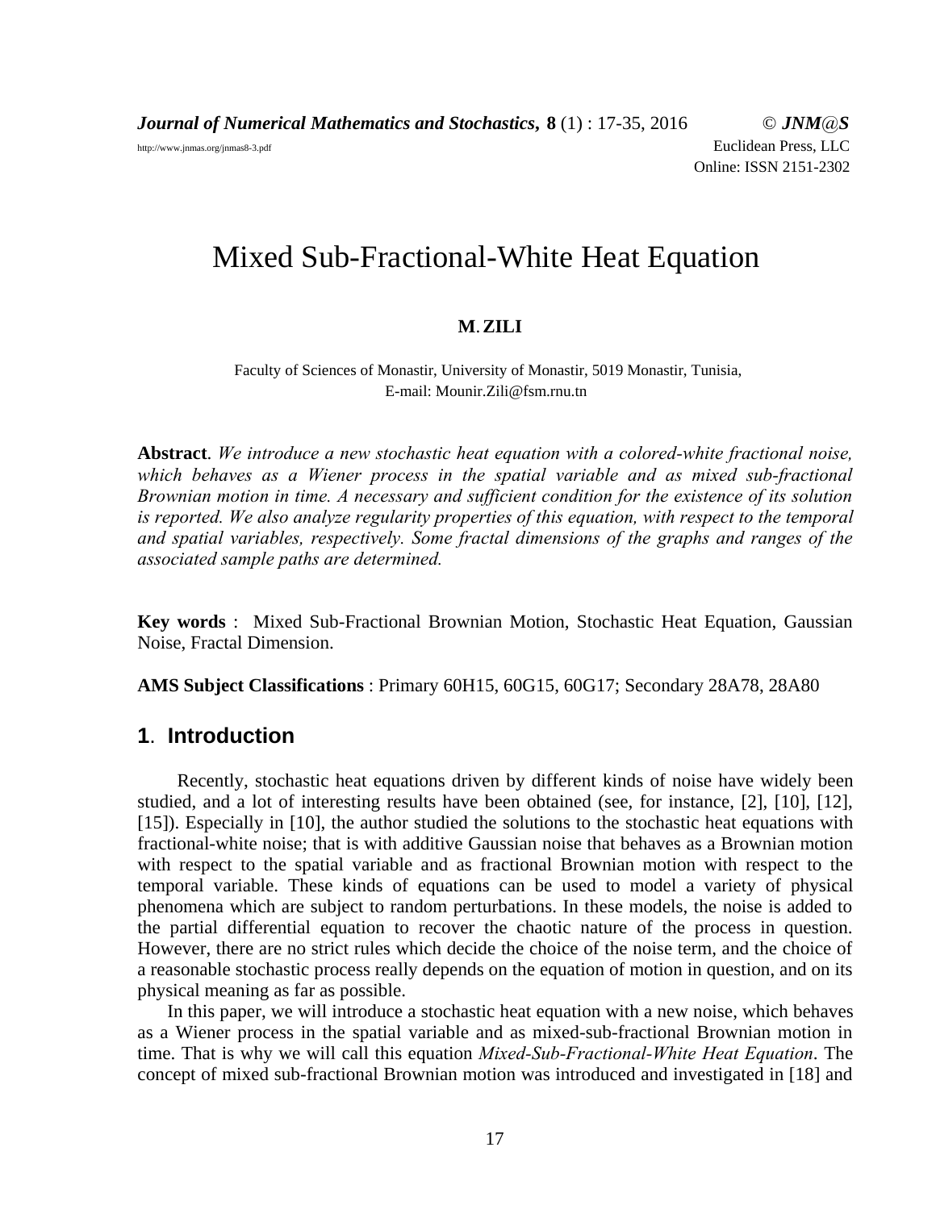# Mixed Sub-Fractional-White Heat Equation

**M. ZILI**

Faculty of Sciences of Monastir, University of Monastir, 5019 Monastir, Tunisia,
E-mail: Mounir.Zili@fsm.rnu.tn

**Abstract**. *We introduce a new stochastic heat equation with a colored-white fractional noise, which behaves as a Wiener process in the spatial variable and as mixed sub-fractional Brownian motion in time. A necessary and sufficient condition for the existence of its solution is reported. We also analyze regularity properties of this equation, with respect to the temporal and spatial variables, respectively. Some fractal dimensions of the graphs and ranges of the associated sample paths are determined.*

**Key words** : Mixed Sub-Fractional Brownian Motion, Stochastic Heat Equation, Gaussian Noise, Fractal Dimension.

**AMS Subject Classifications** : Primary 60H15, 60G15, 60G17; Secondary 28A78, 28A80

## 1. Introduction

Recently, stochastic heat equations driven by different kinds of noise have widely been studied, and a lot of interesting results have been obtained (see, for instance, [2], [10], [12], [15]). Especially in [10], the author studied the solutions to the stochastic heat equations with fractional-white noise; that is with additive Gaussian noise that behaves as a Brownian motion with respect to the spatial variable and as fractional Brownian motion with respect to the temporal variable. These kinds of equations can be used to model a variety of physical phenomena which are subject to random perturbations. In these models, the noise is added to the partial differential equation to recover the chaotic nature of the process in question. However, there are no strict rules which decide the choice of the noise term, and the choice of a reasonable stochastic process really depends on the equation of motion in question, and on its physical meaning as far as possible.

In this paper, we will introduce a stochastic heat equation with a new noise, which behaves as a Wiener process in the spatial variable and as mixed-sub-fractional Brownian motion in time. That is why we will call this equation *Mixed-Sub-Fractional-White Heat Equation*. The concept of mixed sub-fractional Brownian motion was introduced and investigated in [18] and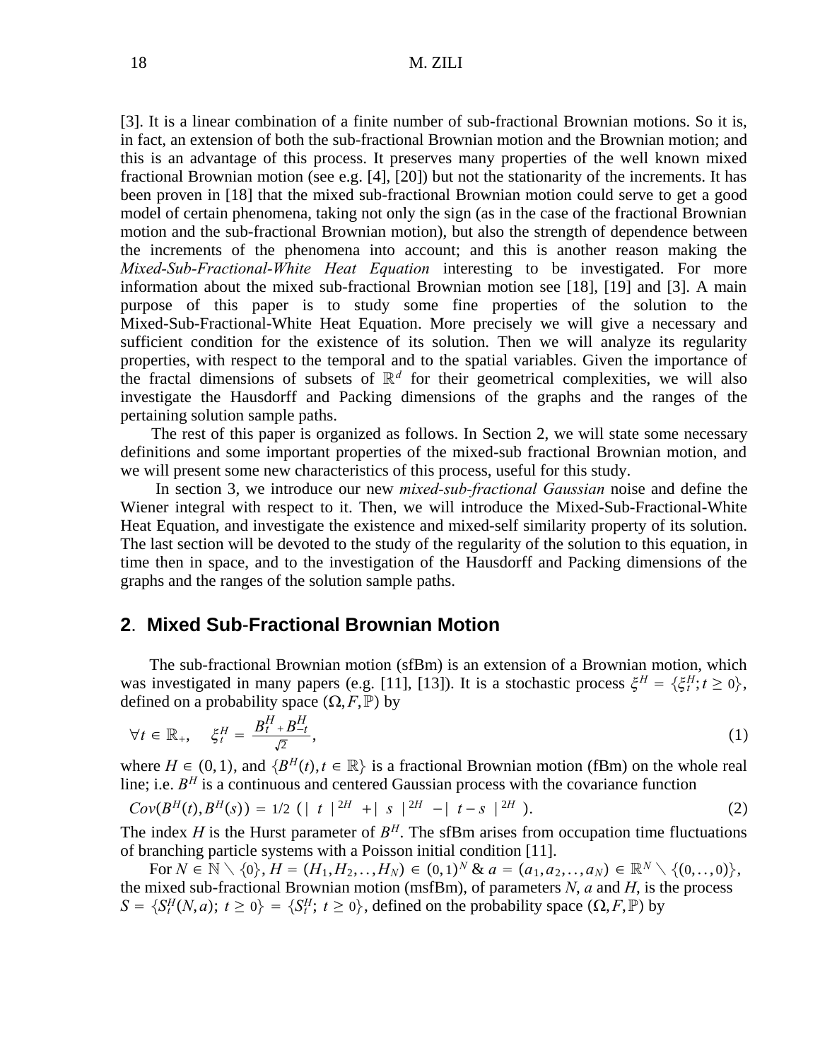[3]. It is a linear combination of a finite number of sub-fractional Brownian motions. So it is, in fact, an extension of both the sub-fractional Brownian motion and the Brownian motion; and this is an advantage of this process. It preserves many properties of the well known mixed fractional Brownian motion (see e.g. [4], [20]) but not the stationarity of the increments. It has been proven in [18] that the mixed sub-fractional Brownian motion could serve to get a good model of certain phenomena, taking not only the sign (as in the case of the fractional Brownian motion and the sub-fractional Brownian motion), but also the strength of dependence between the increments of the phenomena into account; and this is another reason making the *Mixed-Sub-Fractional-White Heat Equation* interesting to be investigated. For more information about the mixed sub-fractional Brownian motion see [18], [19] and [3]. A main purpose of this paper is to study some fine properties of the solution to the Mixed-Sub-Fractional-White Heat Equation. More precisely we will give a necessary and sufficient condition for the existence of its solution. Then we will analyze its regularity properties, with respect to the temporal and to the spatial variables. Given the importance of the fractal dimensions of subsets of $\mathbb{R}^d$ for their geometrical complexities, we will also investigate the Hausdorff and Packing dimensions of the graphs and the ranges of the pertaining solution sample paths.

The rest of this paper is organized as follows. In Section 2, we will state some necessary definitions and some important properties of the mixed-sub fractional Brownian motion, and we will present some new characteristics of this process, useful for this study.

In section 3, we introduce our new *mixed-sub-fractional Gaussian* noise and define the Wiener integral with respect to it. Then, we will introduce the Mixed-Sub-Fractional-White Heat Equation, and investigate the existence and mixed-self similarity property of its solution. The last section will be devoted to the study of the regularity of the solution to this equation, in time then in space, and to the investigation of the Hausdorff and Packing dimensions of the graphs and the ranges of the solution sample paths.

## 2. Mixed Sub-Fractional Brownian Motion

The sub-fractional Brownian motion (sfBm) is an extension of a Brownian motion, which was investigated in many papers (e.g. [11], [13]). It is a stochastic process $\xi^H = \{\xi^H_t; t \geq 0\}$, defined on a probability space $(\Omega, F, \mathbb{P})$ by

$$\forall t \in \mathbb{R}_+, \quad \xi^H_t = \frac{B^H_t + B^H_{-t}}{\sqrt{2}}, \tag{1}$$

where $H \in (0,1)$, and $\{B^H(t), t \in \mathbb{R}\}$ is a fractional Brownian motion (fBm) on the whole real line; i.e. $B^H$ is a continuous and centered Gaussian process with the covariance function

$$Cov(B^H(t), B^H(s)) = 1/2\ (\mid t \mid^{2H} + \mid s \mid^{2H} - \mid t-s \mid^{2H}). \tag{2}$$

The index $H$ is the Hurst parameter of $B^H$. The sfBm arises from occupation time fluctuations of branching particle systems with a Poisson initial condition [11].

For $N \in \mathbb{N} \setminus \{0\}$, $H = (H_1, H_2, .., H_N) \in (0,1)^N$ & $a = (a_1, a_2, .., a_N) \in \mathbb{R}^N \setminus \{(0, .., 0)\}$, the mixed sub-fractional Brownian motion (msfBm), of parameters $N$, $a$ and $H$, is the process $S = \{S^H_t(N,a);\ t \geq 0\} = \{S^H_t;\ t \geq 0\}$, defined on the probability space $(\Omega, F, \mathbb{P})$ by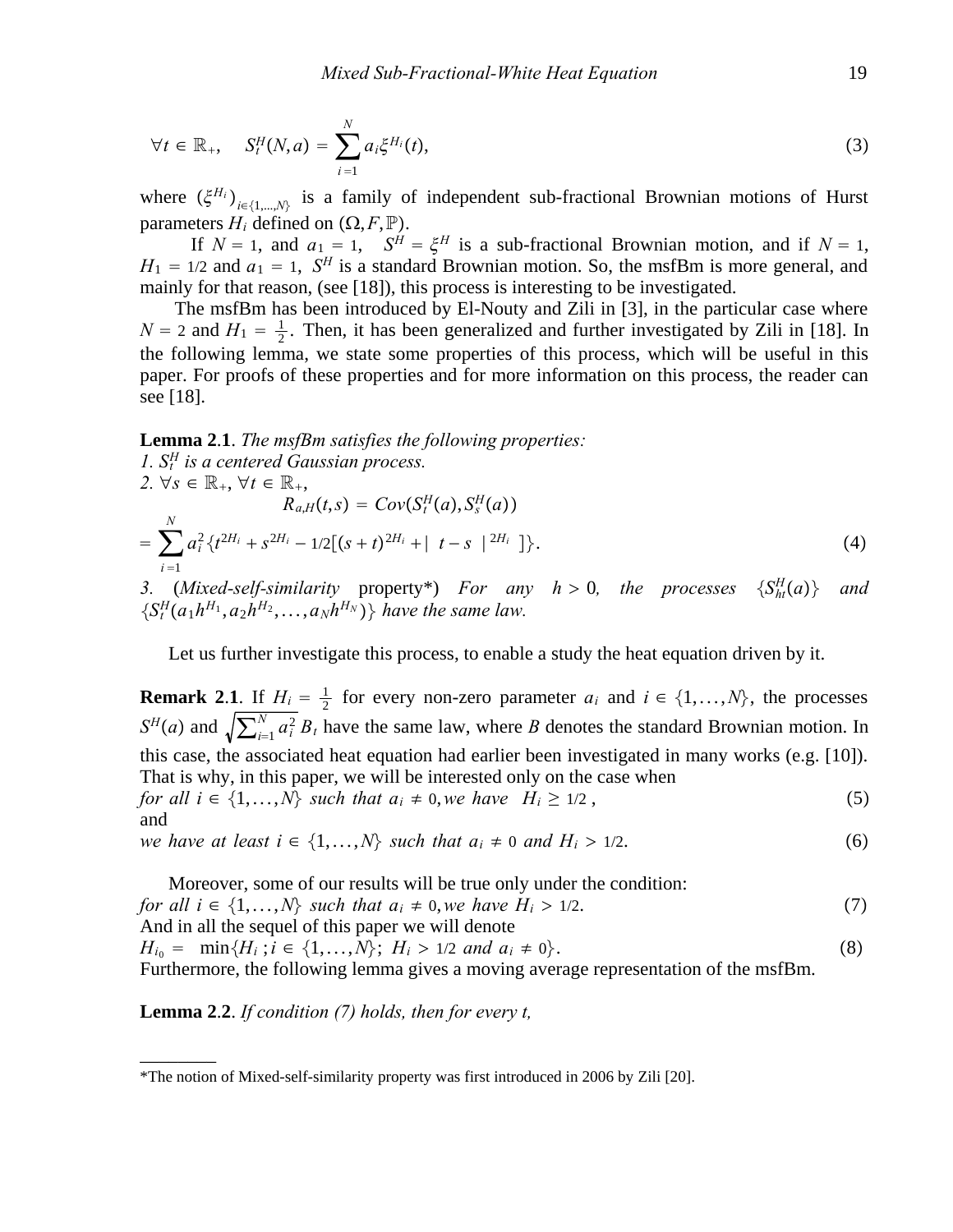$$\forall t \in \mathbb{R}_+, \quad S_t^H(N,a) = \sum_{i=1}^{N} a_i \xi^{H_i}(t), \tag{3}$$

where $(\xi^{H_i})_{i\in\{1,\dots,N\}}$ is a family of independent sub-fractional Brownian motions of Hurst parameters $H_i$ defined on $(\Omega, F, \mathbb{P})$.

If $N = 1$, and $a_1 = 1$, $S^H = \xi^H$ is a sub-fractional Brownian motion, and if $N = 1$, $H_1 = 1/2$ and $a_1 = 1$, $S^H$ is a standard Brownian motion. So, the msfBm is more general, and mainly for that reason, (see [18]), this process is interesting to be investigated.

The msfBm has been introduced by El-Nouty and Zili in [3], in the particular case where $N = 2$ and $H_1 = \frac{1}{2}$. Then, it has been generalized and further investigated by Zili in [18]. In the following lemma, we state some properties of this process, which will be useful in this paper. For proofs of these properties and for more information on this process, the reader can see [18].

**Lemma 2.1**. *The msfBm satisfies the following properties:*
*1. $S_t^H$ is a centered Gaussian process.*
*2.* $\forall s \in \mathbb{R}_+$, $\forall t \in \mathbb{R}_+$,

$$R_{a,H}(t,s) = Cov(S_t^H(a), S_s^H(a))$$
$$= \sum_{i=1}^{N} a_i^2 \{t^{2H_i} + s^{2H_i} - 1/2[(s+t)^{2H_i} + |\ t-s\ |^{2H_i}\ ]\}. \tag{4}$$

*3.* (*Mixed-self-similarity* property*) *For any $h > 0$, the processes $\{S_{ht}^H(a)\}$ and $\{S_t^H(a_1 h^{H_1}, a_2 h^{H_2}, \dots, a_N h^{H_N})\}$ have the same law.*

Let us further investigate this process, to enable a study the heat equation driven by it.

**Remark 2.1**. If $H_i = \frac{1}{2}$ for every non-zero parameter $a_i$ and $i \in \{1,\dots,N\}$, the processes $S^H(a)$ and $\sqrt{\sum_{i=1}^N a_i^2}\, B_t$ have the same law, where $B$ denotes the standard Brownian motion. In this case, the associated heat equation had earlier been investigated in many works (e.g. [10]). That is why, in this paper, we will be interested only on the case when

*for all $i \in \{1,\dots,N\}$ such that $a_i \neq 0$, we have $H_i \geq 1/2$*, (5)

and

*we have at least $i \in \{1,\dots,N\}$ such that $a_i \neq 0$ and $H_i > 1/2$.* (6)

Moreover, some of our results will be true only under the condition:

*for all $i \in \{1,\dots,N\}$ such that $a_i \neq 0$, we have $H_i > 1/2$.* (7)

And in all the sequel of this paper we will denote

$H_{i_0} = \min\{H_i\,; i \in \{1,\dots,N\};\ H_i > 1/2 \text{ and } a_i \neq 0\}$. (8)

Furthermore, the following lemma gives a moving average representation of the msfBm.

**Lemma 2.2**. *If condition (7) holds, then for every t,*

---

*The notion of Mixed-self-similarity property was first introduced in 2006 by Zili [20].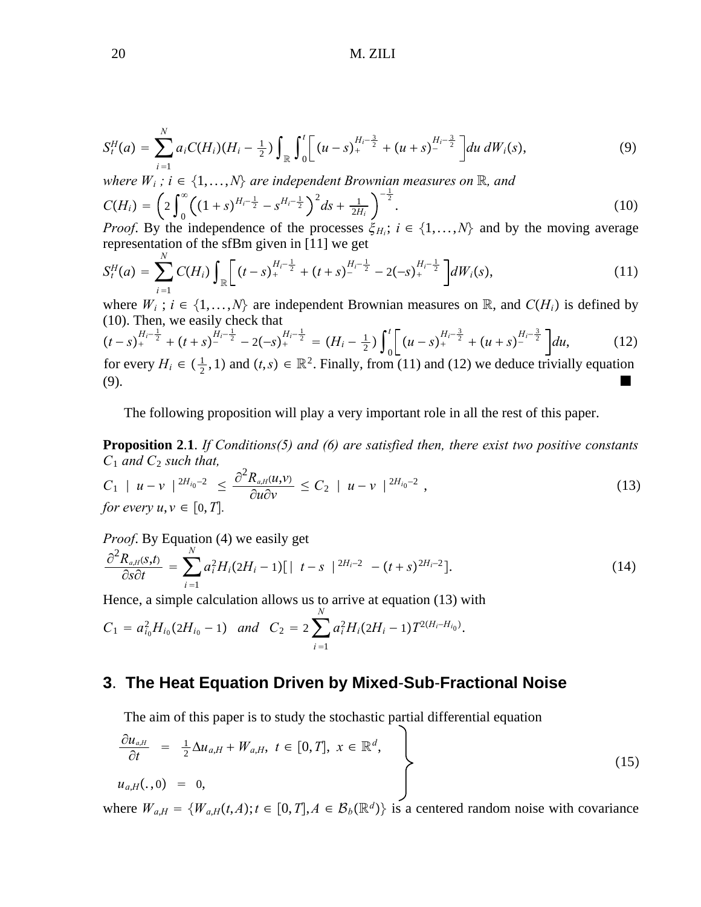$$S_t^H(a) = \sum_{i=1}^{N} a_i C(H_i)(H_i - \tfrac{1}{2}) \int_{\mathbb{R}} \int_0^t \Big[ (u-s)_+^{H_i - \frac{3}{2}} + (u+s)_-^{H_i - \frac{3}{2}} \Big] du \, dW_i(s), \tag{9}$$

*where $W_i$ ; $i \in \{1, \ldots, N\}$ are independent Brownian measures on $\mathbb{R}$, and*

$$C(H_i) = \left( 2 \int_0^\infty \Big( (1+s)^{H_i - \frac{1}{2}} - s^{H_i - \frac{1}{2}} \Big)^2 ds + \tfrac{1}{2H_i} \right)^{-\frac{1}{2}}. \tag{10}$$

*Proof*. By the independence of the processes $\xi_{H_i}$; $i \in \{1, \ldots, N\}$ and by the moving average representation of the sfBm given in [11] we get

$$S_t^H(a) = \sum_{i=1}^{N} C(H_i) \int_{\mathbb{R}} \Big[ (t-s)_+^{H_i - \frac{1}{2}} + (t+s)_-^{H_i - \frac{1}{2}} - 2(-s)_+^{H_i - \frac{1}{2}} \Big] dW_i(s), \tag{11}$$

where $W_i$ ; $i \in \{1, \ldots, N\}$ are independent Brownian measures on $\mathbb{R}$, and $C(H_i)$ is defined by (10). Then, we easily check that

$$(t-s)_+^{H_i - \frac{1}{2}} + (t+s)_-^{H_i - \frac{1}{2}} - 2(-s)_+^{H_i - \frac{1}{2}} = (H_i - \tfrac{1}{2}) \int_0^t \Big[ (u-s)_+^{H_i - \frac{3}{2}} + (u+s)_-^{H_i - \frac{3}{2}} \Big] du, \tag{12}$$

for every $H_i \in (\frac{1}{2}, 1)$ and $(t,s) \in \mathbb{R}^2$. Finally, from (11) and (12) we deduce trivially equation (9). ■

The following proposition will play a very important role in all the rest of this paper.

**Proposition 2.1**. *If Conditions(5) and (6) are satisfied then, there exist two positive constants $C_1$ and $C_2$ such that,*

$$C_1 \mid u - v \mid^{2H_{i_0} - 2} \leq \frac{\partial^2 R_{a,H}(u,v)}{\partial u \partial v} \leq C_2 \mid u - v \mid^{2H_{i_0} - 2}, \tag{13}$$

*for every $u, v \in [0, T]$.*

*Proof*. By Equation (4) we easily get

$$\frac{\partial^2 R_{a,H}(s,t)}{\partial s \partial t} = \sum_{i=1}^{N} a_i^2 H_i (2H_i - 1) [\mid t - s \mid^{2H_i - 2} - (t+s)^{2H_i - 2}]. \tag{14}$$

Hence, a simple calculation allows us to arrive at equation (13) with

$$C_1 = a_{i_0}^2 H_{i_0} (2H_{i_0} - 1) \quad and \quad C_2 = 2 \sum_{i=1}^{N} a_i^2 H_i (2H_i - 1) T^{2(H_i - H_{i_0})}.$$

## 3. The Heat Equation Driven by Mixed-Sub-Fractional Noise

The aim of this paper is to study the stochastic partial differential equation

$$\left. \begin{array}{rcl} \dfrac{\partial u_{a,H}}{\partial t} & = & \frac{1}{2} \Delta u_{a,H} + W_{a,H}, \ t \in [0, T], \ x \in \mathbb{R}^d, \\ & & \\ u_{a,H}(.,0) & = & 0, \end{array} \right\} \tag{15}$$

where $W_{a,H} = \{W_{a,H}(t, A); t \in [0, T], A \in \mathcal{B}_b(\mathbb{R}^d)\}$ is a centered random noise with covariance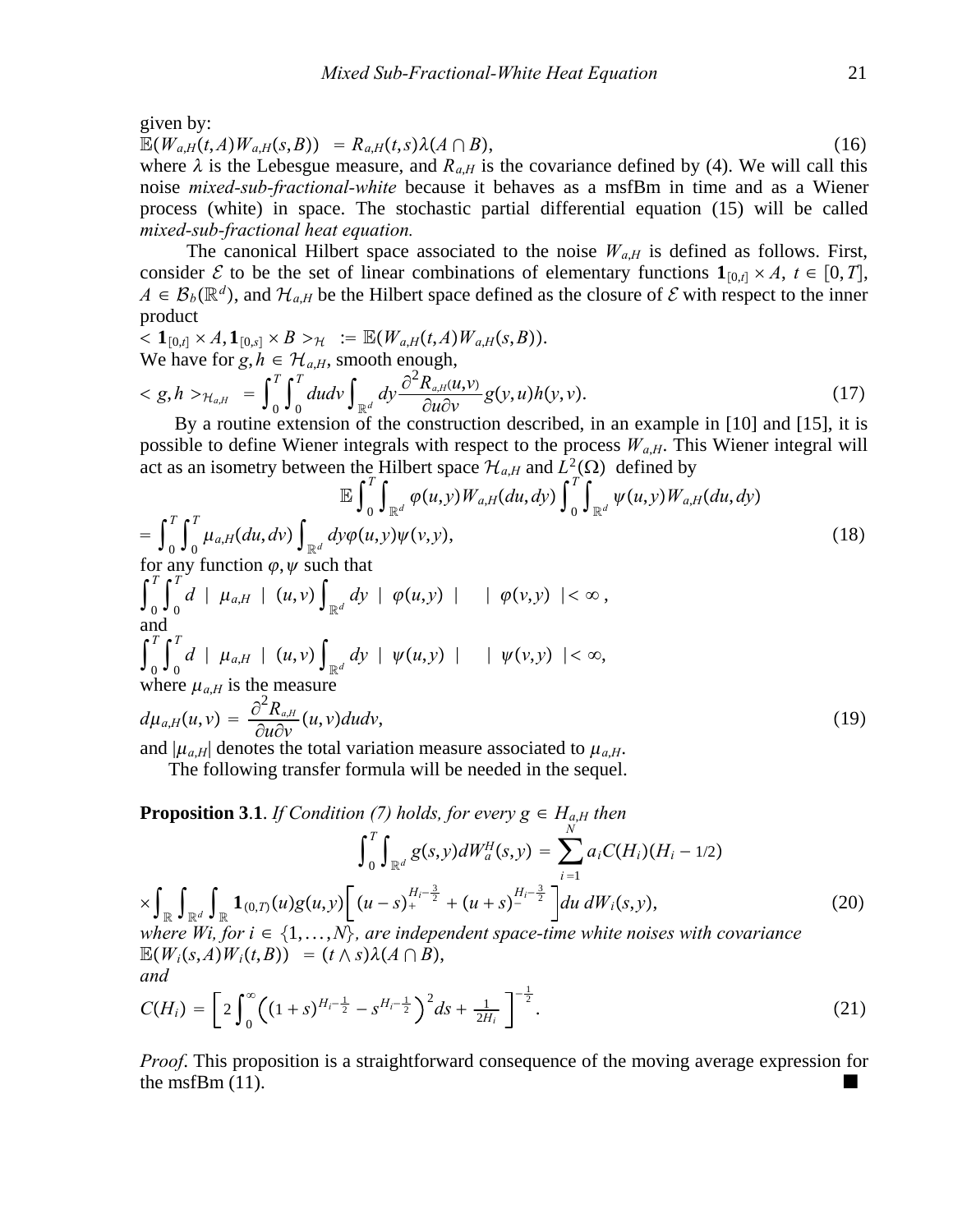given by:

$$\mathbb{E}(W_{a,H}(t,A)W_{a,H}(s,B)) \;\; = R_{a,H}(t,s)\lambda(A \cap B), \tag{16}$$

where $\lambda$ is the Lebesgue measure, and $R_{a,H}$ is the covariance defined by (4). We will call this noise *mixed-sub-fractional-white* because it behaves as a msfBm in time and as a Wiener process (white) in space. The stochastic partial differential equation (15) will be called *mixed-sub-fractional heat equation.*

The canonical Hilbert space associated to the noise $W_{a,H}$ is defined as follows. First, consider $\mathcal{E}$ to be the set of linear combinations of elementary functions $\mathbf{1}_{[0,t]} \times A$, $t \in [0,T]$, $A \in \mathcal{B}_b(\mathbb{R}^d)$, and $\mathcal{H}_{a,H}$ be the Hilbert space defined as the closure of $\mathcal{E}$ with respect to the inner product

$$< \mathbf{1}_{[0,t]} \times A, \mathbf{1}_{[0,s]} \times B >_{\mathcal{H}} \;\; := \mathbb{E}(W_{a,H}(t,A)W_{a,H}(s,B)).$$

We have for $g,h \in \mathcal{H}_{a,H}$, smooth enough,

$$< g,h >_{\mathcal{H}_{a,H}} \;\; = \int_0^T \int_0^T du dv \int_{\mathbb{R}^d} dy \frac{\partial^2 R_{a,H}(u,v)}{\partial u \partial v} g(y,u)h(y,v). \tag{17}$$

By a routine extension of the construction described, in an example in [10] and [15], it is possible to define Wiener integrals with respect to the process $W_{a,H}$. This Wiener integral will act as an isometry between the Hilbert space $\mathcal{H}_{a,H}$ and $L^2(\Omega)$ defined by

$$\mathbb{E} \int_0^T \int_{\mathbb{R}^d} \varphi(u,y) W_{a,H}(du,dy) \int_0^T \int_{\mathbb{R}^d} \psi(u,y) W_{a,H}(du,dy)$$

$$= \int_0^T \int_0^T \mu_{a,H}(du,dv) \int_{\mathbb{R}^d} dy \varphi(u,y)\psi(v,y), \tag{18}$$

for any function $\varphi, \psi$ such that

$$\int_0^T \int_0^T d \;|\; \mu_{a,H} \;|\; (u,v) \int_{\mathbb{R}^d} dy \;|\; \varphi(u,y) \;| \quad | \; \varphi(v,y) \;| < \infty \,,$$

and

$$\int_0^T \int_0^T d \;|\; \mu_{a,H} \;|\; (u,v) \int_{\mathbb{R}^d} dy \;|\; \psi(u,y) \;| \quad | \; \psi(v,y) \;| < \infty,$$

where $\mu_{a,H}$ is the measure

$$d\mu_{a,H}(u,v) = \frac{\partial^2 R_{a,H}}{\partial u \partial v}(u,v) du dv, \tag{19}$$

and $|\mu_{a,H}|$ denotes the total variation measure associated to $\mu_{a,H}$.

The following transfer formula will be needed in the sequel.

**Proposition 3.1**. *If Condition (7) holds, for every $g \in H_{a,H}$ then*

$$\int_0^T \int_{\mathbb{R}^d} g(s,y) dW_a^H(s,y) = \sum_{i=1}^N a_i C(H_i)(H_i - 1/2)$$

$$\times \int_{\mathbb{R}} \int_{\mathbb{R}^d} \int_{\mathbb{R}} \mathbf{1}_{(0,T)}(u) g(u,y) \left[ (u-s)_+^{H_i - \frac{3}{2}} + (u+s)_-^{H_i - \frac{3}{2}} \right] du \, dW_i(s,y), \tag{20}$$

*where $W_i$, for $i \in \{1, \ldots, N\}$, are independent space-time white noises with covariance*

$$\mathbb{E}(W_i(s,A)W_i(t,B)) \;\; = (t \wedge s)\lambda(A \cap B),$$

*and*

$$C(H_i) = \left[ 2\int_0^\infty \left( (1+s)^{H_i - \frac{1}{2}} - s^{H_i - \frac{1}{2}} \right)^2 ds + \tfrac{1}{2H_i} \right]^{-\frac{1}{2}}. \tag{21}$$

*Proof*. This proposition is a straightforward consequence of the moving average expression for the msfBm (11). ■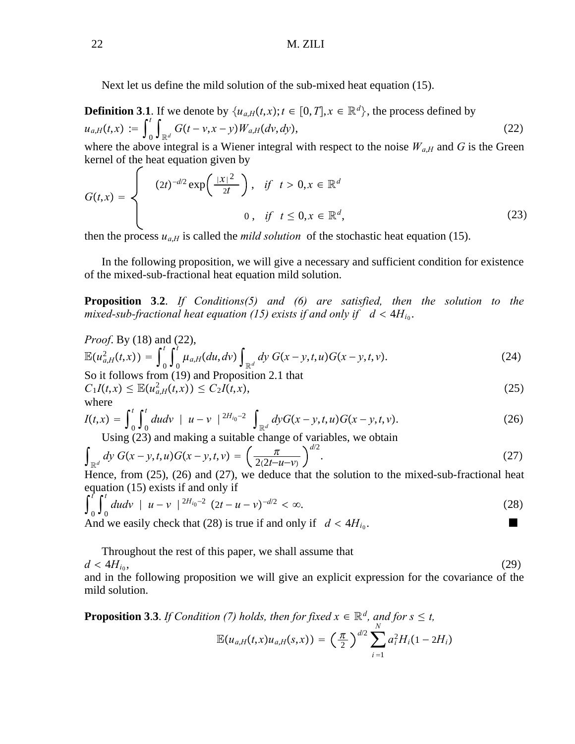Next let us define the mild solution of the sub-mixed heat equation (15).

**Definition 3.1**. If we denote by $\{u_{a,H}(t,x); t \in [0,T], x \in \mathbb{R}^d\}$, the process defined by

$$u_{a,H}(t,x) := \int_0^t \int_{\mathbb{R}^d} G(t-v, x-y) W_{a,H}(dv, dy), \tag{22}$$

where the above integral is a Wiener integral with respect to the noise $W_{a,H}$ and $G$ is the Green kernel of the heat equation given by

$$G(t,x) = \begin{cases} (2t)^{-d/2} \exp\left( \frac{|x|^2}{2t} \right), & \text{if} \quad t > 0, x \in \mathbb{R}^d \\ 0, & \text{if} \quad t \leq 0, x \in \mathbb{R}^d, \end{cases} \tag{23}$$

then the process $u_{a,H}$ is called the *mild solution* of the stochastic heat equation (15).

In the following proposition, we will give a necessary and sufficient condition for existence of the mixed-sub-fractional heat equation mild solution.

**Proposition 3.2**. *If Conditions(5) and (6) are satisfied, then the solution to the mixed-sub-fractional heat equation (15) exists if and only if* $d < 4H_{i_0}$.

*Proof*. By (18) and (22),

$$\mathbb{E}(u_{a,H}^2(t,x)) = \int_0^t \int_0^t \mu_{a,H}(du, dv) \int_{\mathbb{R}^d} dy\, G(x-y,t,u)G(x-y,t,v). \tag{24}$$

So it follows from (19) and Proposition 2.1 that

$$C_1 I(t,x) \leq \mathbb{E}(u_{a,H}^2(t,x)) \leq C_2 I(t,x), \tag{25}$$

where

$$I(t,x) = \int_0^t \int_0^t du dv \ | \ u - v \ |^{2H_{i_0}-2} \int_{\mathbb{R}^d} dy G(x-y,t,u)G(x-y,t,v). \tag{26}$$

Using (23) and making a suitable change of variables, we obtain

$$\int_{\mathbb{R}^d} dy\, G(x-y,t,u)G(x-y,t,v) = \left( \frac{\pi}{2(2t-u-v)} \right)^{d/2}. \tag{27}$$

Hence, from (25), (26) and (27), we deduce that the solution to the mixed-sub-fractional heat equation (15) exists if and only if

$$\int_0^t \int_0^t du dv \ | \ u - v \ |^{2H_{i_0}-2} (2t-u-v)^{-d/2} < \infty. \tag{28}$$

And we easily check that (28) is true if and only if $d < 4H_{i_0}$. ■

Throughout the rest of this paper, we shall assume that

$$d < 4H_{i_0}, \tag{29}$$

and in the following proposition we will give an explicit expression for the covariance of the mild solution.

**Proposition 3.3**. *If Condition (7) holds, then for fixed* $x \in \mathbb{R}^d$*, and for* $s \leq t$,

$$\mathbb{E}(u_{a,H}(t,x)u_{a,H}(s,x)) = \left(\frac{\pi}{2}\right)^{d/2} \sum_{i=1}^N a_i^2 H_i(1-2H_i)$$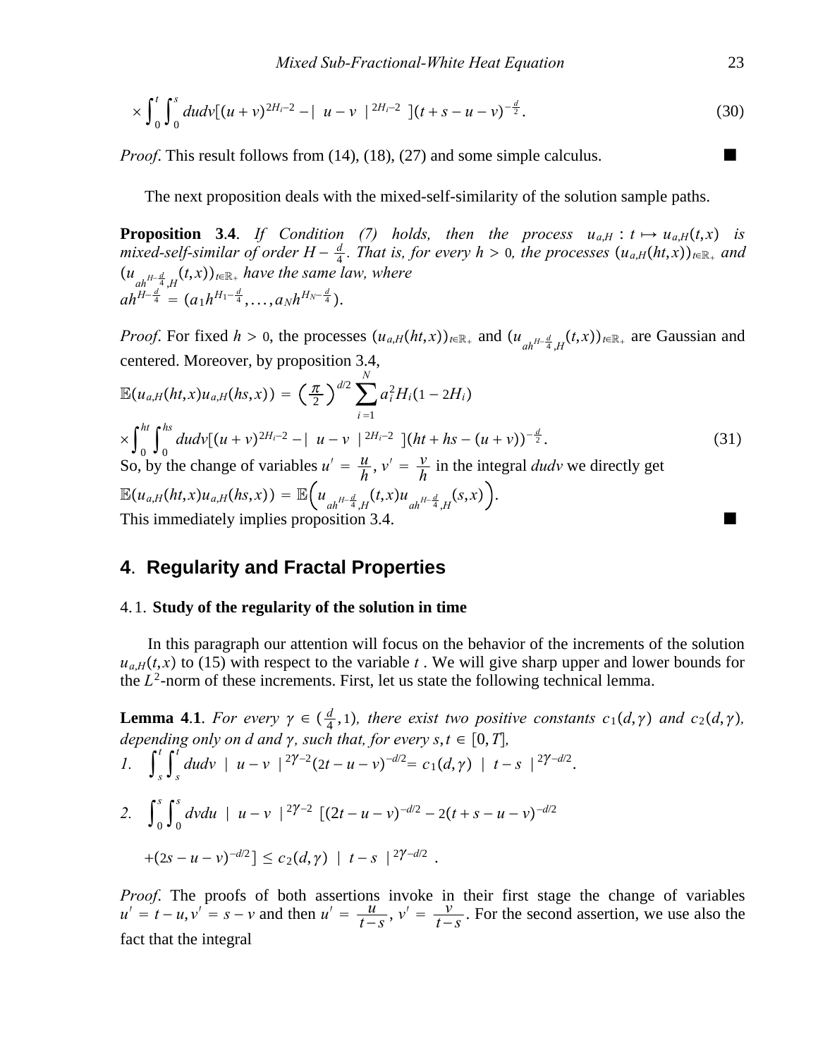$$\times \int_0^t \int_0^s dudv[(u+v)^{2H_i-2} - | \ u-v \ |^{2H_i-2} \ ](t+s-u-v)^{-\frac{d}{2}}. \tag{30}$$

*Proof*. This result follows from (14), (18), (27) and some simple calculus. ■

The next proposition deals with the mixed-self-similarity of the solution sample paths.

**Proposition 3.4**. *If Condition (7) holds, then the process $u_{a,H} : t \mapsto u_{a,H}(t,x)$ is mixed-self-similar of order $H - \frac{d}{4}$. That is, for every $h > 0$, the processes $(u_{a,H}(ht,x))_{t\in\mathbb{R}_+}$ and $(u_{ah^{H-\frac{d}{4}},H}(t,x))_{t\in\mathbb{R}_+}$ have the same law, where $ah^{H-\frac{d}{4}} = (a_1 h^{H_1-\frac{d}{4}}, \ldots, a_N h^{H_N-\frac{d}{4}})$.*

*Proof*. For fixed $h > 0$, the processes $(u_{a,H}(ht,x))_{t\in\mathbb{R}_+}$ and $(u_{ah^{H-\frac{d}{4}},H}(t,x))_{t\in\mathbb{R}_+}$ are Gaussian and centered. Moreover, by proposition 3.4,

$$\mathbb{E}(u_{a,H}(ht,x)u_{a,H}(hs,x)) = \left(\frac{\pi}{2}\right)^{d/2} \sum_{i=1}^N a_i^2 H_i(1-2H_i)$$

$$\times \int_0^{ht} \int_0^{hs} dudv[(u+v)^{2H_i-2} - | \ u-v \ |^{2H_i-2} \ ](ht+hs-(u+v))^{-\frac{d}{2}}. \tag{31}$$

So, by the change of variables $u' = \frac{u}{h}$, $v' = \frac{v}{h}$ in the integral $dudv$ we directly get

$$\mathbb{E}(u_{a,H}(ht,x)u_{a,H}(hs,x)) = \mathbb{E}\left(u_{ah^{H-\frac{d}{4}},H}(t,x)u_{ah^{H-\frac{d}{4}},H}(s,x)\right).$$

This immediately implies proposition 3.4. ■

## 4. Regularity and Fractal Properties

### 4.1. Study of the regularity of the solution in time

In this paragraph our attention will focus on the behavior of the increments of the solution $u_{a,H}(t,x)$ to (15) with respect to the variable $t$. We will give sharp upper and lower bounds for the $L^2$-norm of these increments. First, let us state the following technical lemma.

**Lemma 4.1**. *For every $\gamma \in (\frac{d}{4}, 1)$, there exist two positive constants $c_1(d,\gamma)$ and $c_2(d,\gamma)$, depending only on d and $\gamma$, such that, for every $s,t \in [0,T]$,*

1. $\int_s^t \int_s^t dudv \ | \ u-v \ |^{2\gamma-2}(2t-u-v)^{-d/2} = c_1(d,\gamma) \ | \ t-s \ |^{2\gamma-d/2}.$

2. $\int_0^s \int_0^s dvdu \ | \ u-v \ |^{2\gamma-2} \ [(2t-u-v)^{-d/2} - 2(t+s-u-v)^{-d/2}$

   $+(2s-u-v)^{-d/2}] \leq c_2(d,\gamma) \ | \ t-s \ |^{2\gamma-d/2}$ .

*Proof*. The proofs of both assertions invoke in their first stage the change of variables $u' = t-u, v' = s-v$ and then $u' = \frac{u}{t-s}$, $v' = \frac{v}{t-s}$. For the second assertion, we use also the fact that the integral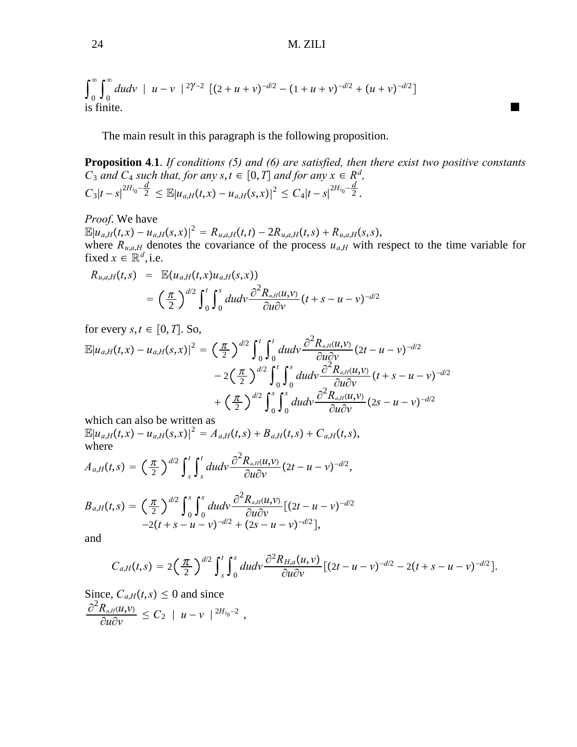$$\int_0^\infty \int_0^\infty dudv \mid u - v \mid^{2\gamma - 2} \left[ (2 + u + v)^{-d/2} - (1 + u + v)^{-d/2} + (u + v)^{-d/2} \right]$$

is finite. ■

The main result in this paragraph is the following proposition.

**Proposition 4.1**. *If conditions (5) and (6) are satisfied, then there exist two positive constants $C_3$ and $C_4$ such that, for any $s, t \in [0, T]$ and for any $x \in R^d$,*

$$C_3 |t - s|^{2H_{i_0} - \frac{d}{2}} \leq \mathbb{E}|u_{a,H}(t,x) - u_{a,H}(s,x)|^2 \leq C_4 |t - s|^{2H_{i_0} - \frac{d}{2}}.$$

*Proof*. We have

$\mathbb{E}|u_{a,H}(t,x) - u_{a,H}(s,x)|^2 = R_{u,a,H}(t,t) - 2R_{u,a,H}(t,s) + R_{u,a,H}(s,s)$,

where $R_{u,a,H}$ denotes the covariance of the process $u_{a,H}$ with respect to the time variable for fixed $x \in \mathbb{R}^d$, i.e.

$$\begin{aligned} R_{u,a,H}(t,s) &= \mathbb{E}(u_{a,H}(t,x) u_{a,H}(s,x)) \\ &= \left( \frac{\pi}{2} \right)^{d/2} \int_0^t \int_0^s dudv \frac{\partial^2 R_{a,H}(u,v)}{\partial u \partial v} (t + s - u - v)^{-d/2} \end{aligned}$$

for every $s, t \in [0, T]$. So,

$$\begin{aligned} \mathbb{E}|u_{a,H}(t,x) - u_{a,H}(s,x)|^2 = &\left( \frac{\pi}{2} \right)^{d/2} \int_0^t \int_0^t dudv \frac{\partial^2 R_{a,H}(u,v)}{\partial u \partial v} (2t - u - v)^{-d/2} \\ &- 2\left( \frac{\pi}{2} \right)^{d/2} \int_0^t \int_0^s dudv \frac{\partial^2 R_{a,H}(u,v)}{\partial u \partial v} (t + s - u - v)^{-d/2} \\ &+ \left( \frac{\pi}{2} \right)^{d/2} \int_0^s \int_0^s dudv \frac{\partial^2 R_{a,H}(u,v)}{\partial u \partial v} (2s - u - v)^{-d/2} \end{aligned}$$

which can also be written as

$\mathbb{E}|u_{a,H}(t,x) - u_{a,H}(s,x)|^2 = A_{a,H}(t,s) + B_{a,H}(t,s) + C_{a,H}(t,s)$,

where

$$A_{a,H}(t,s) = \left( \frac{\pi}{2} \right)^{d/2} \int_s^t \int_s^t dudv \frac{\partial^2 R_{a,H}(u,v)}{\partial u \partial v} (2t - u - v)^{-d/2},$$

$$\begin{aligned} B_{a,H}(t,s) = &\left( \frac{\pi}{2} \right)^{d/2} \int_0^s \int_0^s dudv \frac{\partial^2 R_{a,H}(u,v)}{\partial u \partial v} [(2t - u - v)^{-d/2} \\ &-2(t + s - u - v)^{-d/2} + (2s - u - v)^{-d/2}], \end{aligned}$$

and

$$C_{a,H}(t,s) = 2\left( \frac{\pi}{2} \right)^{d/2} \int_s^t \int_0^s dudv \frac{\partial^2 R_{H,a}(u,v)}{\partial u \partial v} [(2t - u - v)^{-d/2} - 2(t + s - u - v)^{-d/2}].$$

Since, $C_{a,H}(t,s) \leq 0$ and since

$$\frac{\partial^2 R_{a,H}(u,v)}{\partial u \partial v} \leq C_2 \mid u - v \mid^{2H_{i_0} - 2},$$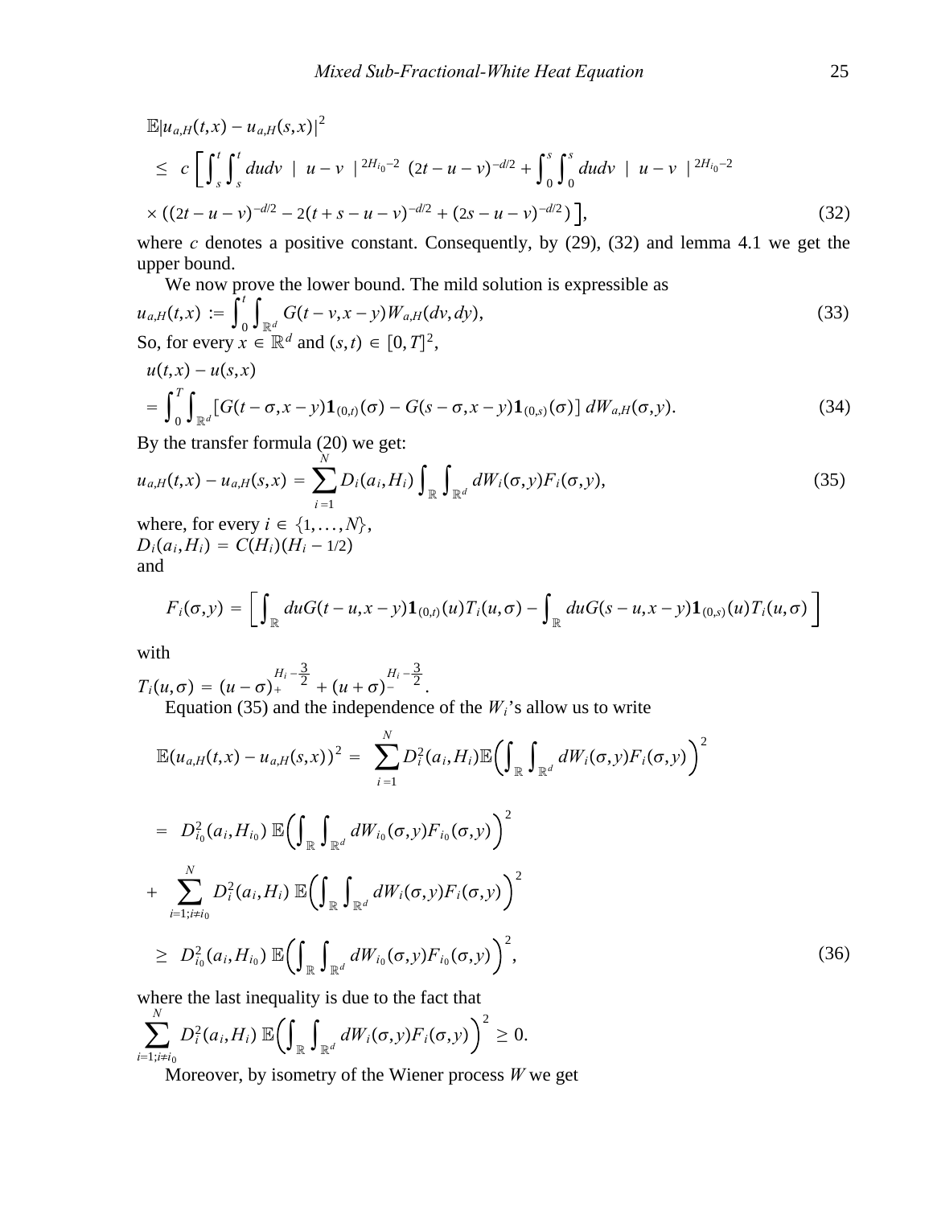$$
\begin{aligned}
&\mathbb{E}|u_{a,H}(t,x) - u_{a,H}(s,x)|^2 \\
&\leq c \left[ \int_s^t \int_s^t dudv \mid u-v \mid^{2H_{i_0}-2} (2t-u-v)^{-d/2} + \int_0^s \int_0^s dudv \mid u-v \mid^{2H_{i_0}-2} \right. \\
&\left. \times \left((2t-u-v)^{-d/2} - 2(t+s-u-v)^{-d/2} + (2s-u-v)^{-d/2}\right) \right],
\end{aligned} \tag{32}
$$

where $c$ denotes a positive constant. Consequently, by (29), (32) and lemma 4.1 we get the upper bound.

We now prove the lower bound. The mild solution is expressible as

$$
u_{a,H}(t,x) := \int_0^t \int_{\mathbb{R}^d} G(t-v, x-y) W_{a,H}(dv,dy), \tag{33}
$$

So, for every $x \in \mathbb{R}^d$ and $(s,t) \in [0,T]^2$,

$$
\begin{aligned}
&u(t,x) - u(s,x) \\
&= \int_0^T \int_{\mathbb{R}^d} \left[ G(t-\sigma, x-y) \mathbf{1}_{(0,t)}(\sigma) - G(s-\sigma, x-y) \mathbf{1}_{(0,s)}(\sigma) \right] dW_{a,H}(\sigma,y).
\end{aligned} \tag{34}
$$

By the transfer formula (20) we get:

$$
u_{a,H}(t,x) - u_{a,H}(s,x) = \sum_{i=1}^N D_i(a_i,H_i) \int_{\mathbb{R}} \int_{\mathbb{R}^d} dW_i(\sigma,y) F_i(\sigma,y), \tag{35}
$$

where, for every $i \in \{1,\ldots,N\}$,
$D_i(a_i,H_i) = C(H_i)(H_i - 1/2)$
and

$$
F_i(\sigma,y) = \left[ \int_{\mathbb{R}} du G(t-u, x-y) \mathbf{1}_{(0,t)}(u) T_i(u,\sigma) - \int_{\mathbb{R}} du G(s-u, x-y) \mathbf{1}_{(0,s)}(u) T_i(u,\sigma) \right]
$$

with

$T_i(u,\sigma) = (u-\sigma)_+^{H_i - \frac{3}{2}} + (u+\sigma)_-^{H_i - \frac{3}{2}}$.

Equation (35) and the independence of the $W_i$'s allow us to write

$$
\begin{aligned}
\mathbb{E}(u_{a,H}(t,x) - u_{a,H}(s,x))^2 &= \sum_{i=1}^N D_i^2(a_i,H_i) \mathbb{E}\left( \int_{\mathbb{R}} \int_{\mathbb{R}^d} dW_i(\sigma,y) F_i(\sigma,y) \right)^2 \\
&= D_{i_0}^2(a_i,H_{i_0}) \, \mathbb{E}\left( \int_{\mathbb{R}} \int_{\mathbb{R}^d} dW_{i_0}(\sigma,y) F_{i_0}(\sigma,y) \right)^2 \\
&+ \sum_{i=1; i \neq i_0}^N D_i^2(a_i,H_i) \, \mathbb{E}\left( \int_{\mathbb{R}} \int_{\mathbb{R}^d} dW_i(\sigma,y) F_i(\sigma,y) \right)^2 \\
&\geq D_{i_0}^2(a_i,H_{i_0}) \, \mathbb{E}\left( \int_{\mathbb{R}} \int_{\mathbb{R}^d} dW_{i_0}(\sigma,y) F_{i_0}(\sigma,y) \right)^2,
\end{aligned} \tag{36}
$$

where the last inequality is due to the fact that

$$
\sum_{i=1; i \neq i_0}^N D_i^2(a_i,H_i) \, \mathbb{E}\left( \int_{\mathbb{R}} \int_{\mathbb{R}^d} dW_i(\sigma,y) F_i(\sigma,y) \right)^2 \geq 0.
$$

Moreover, by isometry of the Wiener process $W$ we get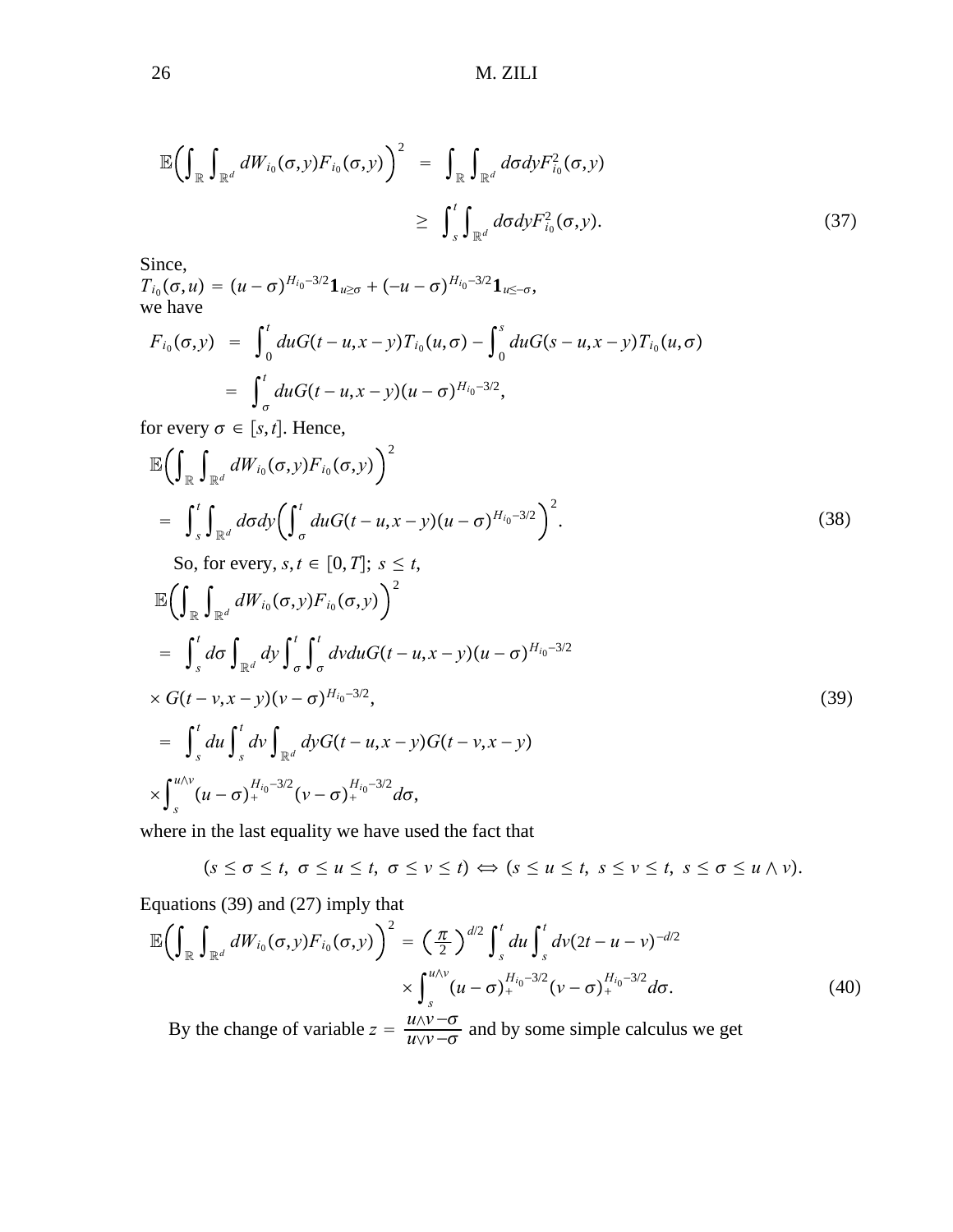$$\mathbb{E}\Big(\int_{\mathbb{R}}\int_{\mathbb{R}^d} dW_{i_0}(\sigma,y)F_{i_0}(\sigma,y)\Big)^2 = \int_{\mathbb{R}}\int_{\mathbb{R}^d} d\sigma dy F_{i_0}^2(\sigma,y)$$
$$\geq \int_s^t\int_{\mathbb{R}^d} d\sigma dy F_{i_0}^2(\sigma,y). \tag{37}$$

Since,
$T_{i_0}(\sigma,u) = (u-\sigma)^{H_{i_0}-3/2}\mathbf{1}_{u\geq\sigma} + (-u-\sigma)^{H_{i_0}-3/2}\mathbf{1}_{u\leq-\sigma}$,
we have

$$F_{i_0}(\sigma,y) = \int_0^t duG(t-u,x-y)T_{i_0}(u,\sigma) - \int_0^s duG(s-u,x-y)T_{i_0}(u,\sigma)$$
$$= \int_\sigma^t duG(t-u,x-y)(u-\sigma)^{H_{i_0}-3/2},$$

for every $\sigma \in [s,t]$. Hence,

$$\mathbb{E}\Big(\int_{\mathbb{R}}\int_{\mathbb{R}^d} dW_{i_0}(\sigma,y)F_{i_0}(\sigma,y)\Big)^2$$
$$= \int_s^t\int_{\mathbb{R}^d} d\sigma dy\Big(\int_\sigma^t duG(t-u,x-y)(u-\sigma)^{H_{i_0}-3/2}\Big)^2. \tag{38}$$

So, for every, $s,t \in [0,T]$; $s \leq t$,

$$\mathbb{E}\Big(\int_{\mathbb{R}}\int_{\mathbb{R}^d} dW_{i_0}(\sigma,y)F_{i_0}(\sigma,y)\Big)^2$$
$$= \int_s^t d\sigma\int_{\mathbb{R}^d} dy\int_\sigma^t\int_\sigma^t dvduG(t-u,x-y)(u-\sigma)^{H_{i_0}-3/2}$$
$$\times\, G(t-v,x-y)(v-\sigma)^{H_{i_0}-3/2}, \tag{39}$$
$$= \int_s^t du\int_s^t dv\int_{\mathbb{R}^d} dyG(t-u,x-y)G(t-v,x-y)$$
$$\times\int_s^{u\wedge v}(u-\sigma)_+^{H_{i_0}-3/2}(v-\sigma)_+^{H_{i_0}-3/2}d\sigma,$$

where in the last equality we have used the fact that

$$(s\leq\sigma\leq t,\ \sigma\leq u\leq t,\ \sigma\leq v\leq t) \iff (s\leq u\leq t,\ s\leq v\leq t,\ s\leq\sigma\leq u\wedge v).$$

Equations (39) and (27) imply that

$$\mathbb{E}\Big(\int_{\mathbb{R}}\int_{\mathbb{R}^d} dW_{i_0}(\sigma,y)F_{i_0}(\sigma,y)\Big)^2 = \Big(\frac{\pi}{2}\Big)^{d/2}\int_s^t du\int_s^t dv(2t-u-v)^{-d/2}$$
$$\times\int_s^{u\wedge v}(u-\sigma)_+^{H_{i_0}-3/2}(v-\sigma)_+^{H_{i_0}-3/2}d\sigma. \tag{40}$$

By the change of variable $z = \frac{u\wedge v-\sigma}{u\vee v-\sigma}$ and by some simple calculus we get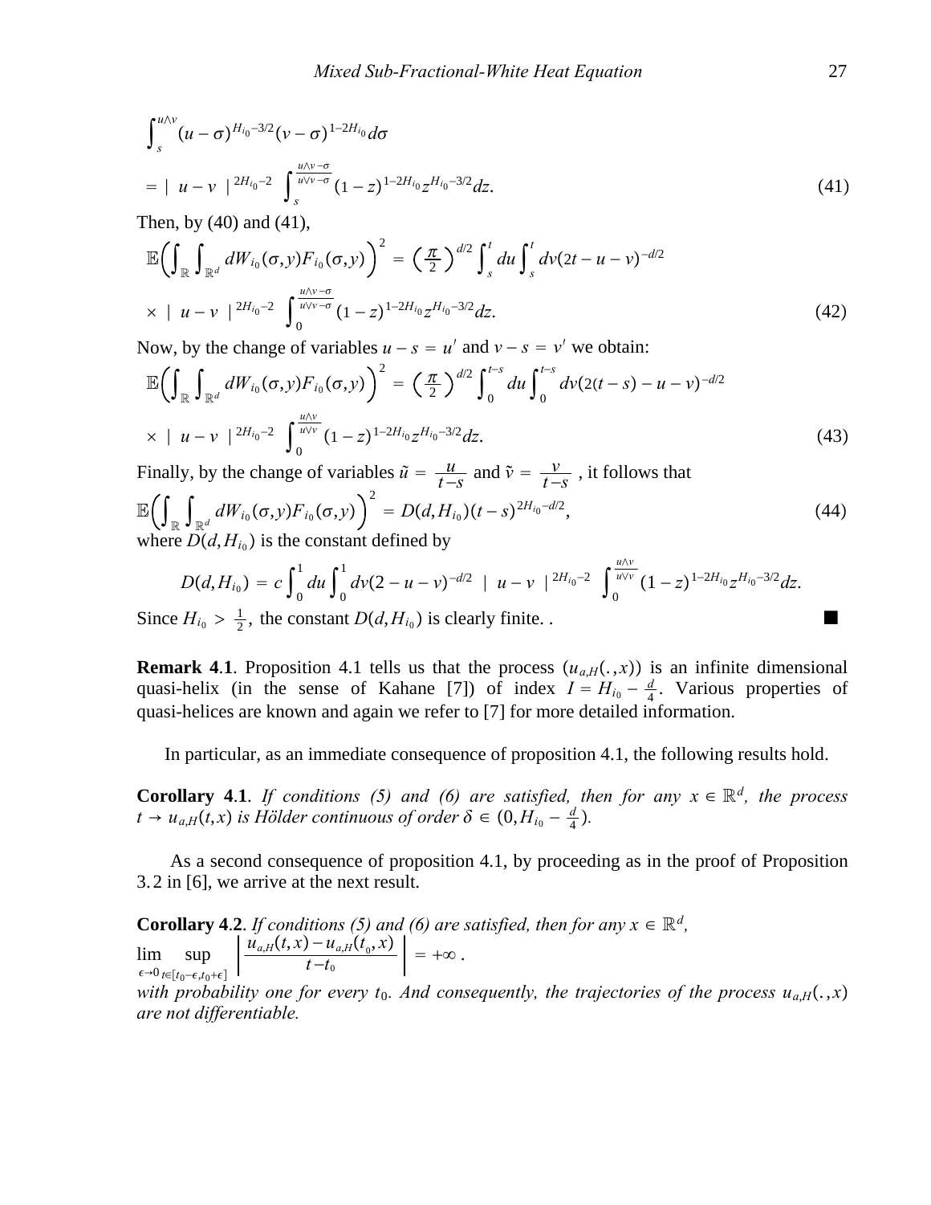$$\int_s^{u\wedge v} (u-\sigma)^{H_{i_0}-3/2}(v-\sigma)^{1-2H_{i_0}} d\sigma$$

$$= |\ u-v\ |^{2H_{i_0}-2} \int_s^{\frac{u\wedge v-\sigma}{u\vee v-\sigma}} (1-z)^{1-2H_{i_0}} z^{H_{i_0}-3/2} dz. \tag{41}$$

Then, by (40) and (41),

$$\mathbb{E}\Big(\int_{\mathbb{R}}\int_{\mathbb{R}^d} dW_{i_0}(\sigma,y)F_{i_0}(\sigma,y)\Big)^2 = \Big(\frac{\pi}{2}\Big)^{d/2}\int_s^t du\int_s^t dv(2t-u-v)^{-d/2}$$

$$\times\ |\ u-v\ |^{2H_{i_0}-2} \int_0^{\frac{u\wedge v-\sigma}{u\vee v-\sigma}} (1-z)^{1-2H_{i_0}} z^{H_{i_0}-3/2} dz. \tag{42}$$

Now, by the change of variables $u-s=u'$ and $v-s=v'$ we obtain:

$$\mathbb{E}\Big(\int_{\mathbb{R}}\int_{\mathbb{R}^d} dW_{i_0}(\sigma,y)F_{i_0}(\sigma,y)\Big)^2 = \Big(\frac{\pi}{2}\Big)^{d/2}\int_0^{t-s} du\int_0^{t-s} dv(2(t-s)-u-v)^{-d/2}$$

$$\times\ |\ u-v\ |^{2H_{i_0}-2} \int_0^{\frac{u\wedge v}{u\vee v}} (1-z)^{1-2H_{i_0}} z^{H_{i_0}-3/2} dz. \tag{43}$$

Finally, by the change of variables $\tilde{u}=\frac{u}{t-s}$ and $\tilde{v}=\frac{v}{t-s}$ , it follows that

$$\mathbb{E}\Big(\int_{\mathbb{R}}\int_{\mathbb{R}^d} dW_{i_0}(\sigma,y)F_{i_0}(\sigma,y)\Big)^2 = D(d,H_{i_0})(t-s)^{2H_{i_0}-d/2}, \tag{44}$$

where $D(d,H_{i_0})$ is the constant defined by

$$D(d,H_{i_0}) = c\int_0^1 du\int_0^1 dv(2-u-v)^{-d/2}\ |\ u-v\ |^{2H_{i_0}-2} \int_0^{\frac{u\wedge v}{u\vee v}} (1-z)^{1-2H_{i_0}} z^{H_{i_0}-3/2} dz.$$

Since $H_{i_0} > \frac{1}{2}$, the constant $D(d,H_{i_0})$ is clearly finite. . ■

**Remark 4.1**. Proposition 4.1 tells us that the process $(u_{a,H}(.,x))$ is an infinite dimensional quasi-helix (in the sense of Kahane [7]) of index $I = H_{i_0} - \frac{d}{4}$. Various properties of quasi-helices are known and again we refer to [7] for more detailed information.

In particular, as an immediate consequence of proposition 4.1, the following results hold.

**Corollary 4.1**. *If conditions (5) and (6) are satisfied, then for any $x \in \mathbb{R}^d$, the process $t \to u_{a,H}(t,x)$ is Hölder continuous of order $\delta \in (0, H_{i_0} - \frac{d}{4})$.*

As a second consequence of proposition 4.1, by proceeding as in the proof of Proposition 3.2 in [6], we arrive at the next result.

**Corollary 4.2**. *If conditions (5) and (6) are satisfied, then for any $x \in \mathbb{R}^d$,*

$$\lim_{\epsilon\to 0}\sup_{t\in[t_0-\epsilon,t_0+\epsilon]}\left|\frac{u_{a,H}(t,x)-u_{a,H}(t_0,x)}{t-t_0}\right| = +\infty\ .$$

*with probability one for every $t_0$. And consequently, the trajectories of the process $u_{a,H}(.,x)$ are not differentiable.*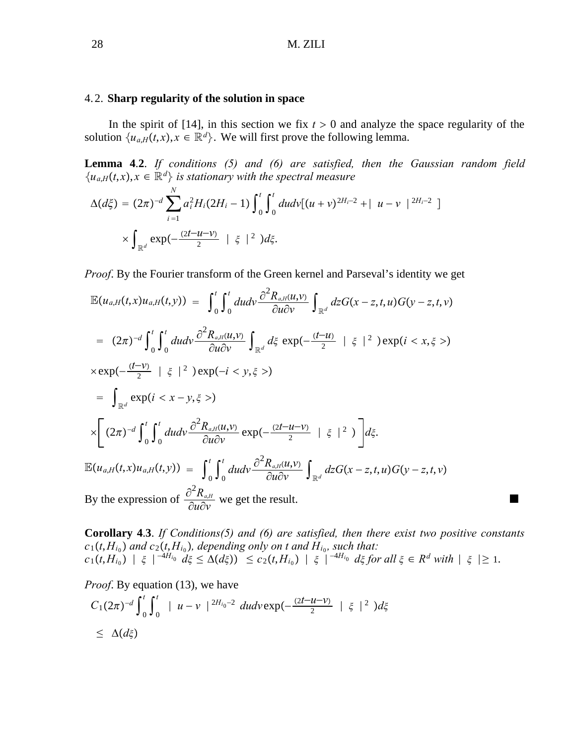### 4.2. **Sharp regularity of the solution in space**

In the spirit of [14], in this section we fix $t > 0$ and analyze the space regularity of the solution $\{u_{a,H}(t,x), x \in \mathbb{R}^d\}$. We will first prove the following lemma.

**Lemma 4.2**. *If conditions (5) and (6) are satisfied, then the Gaussian random field $\{u_{a,H}(t,x), x \in \mathbb{R}^d\}$ is stationary with the spectral measure*

$$\Delta(d\xi) = (2\pi)^{-d} \sum_{i=1}^{N} a_i^2 H_i(2H_i - 1) \int_0^t \int_0^t dudv[(u+v)^{2H_i - 2} + | \ u - v \ |^{2H_i - 2} \ ]$$
$$\times \int_{\mathbb{R}^d} \exp(-\tfrac{(2t-u-v)}{2} \ | \ \xi \ |^2 \ ) d\xi.$$

*Proof*. By the Fourier transform of the Green kernel and Parseval's identity we get

$$\mathbb{E}(u_{a,H}(t,x)u_{a,H}(t,y)) \ = \ \int_0^t \int_0^t dudv \frac{\partial^2 R_{a,H}(u,v)}{\partial u \partial v} \int_{\mathbb{R}^d} dz G(x - z, t, u) G(y - z, t, v)$$

$$= \ (2\pi)^{-d} \int_0^t \int_0^t dudv \frac{\partial^2 R_{a,H}(u,v)}{\partial u \partial v} \int_{\mathbb{R}^d} d\xi \ \exp(-\tfrac{(t-u)}{2} \ | \ \xi \ |^2 \ ) \exp(i < x, \xi >)$$

$$\times \exp(-\tfrac{(t-v)}{2} \ | \ \xi \ |^2 \ ) \exp(-i < y, \xi >)$$

$$= \ \int_{\mathbb{R}^d} \exp(i < x - y, \xi >)$$

$$\times \left[ \ (2\pi)^{-d} \int_0^t \int_0^t dudv \frac{\partial^2 R_{a,H}(u,v)}{\partial u \partial v} \exp(-\tfrac{(2t-u-v)}{2} \ | \ \xi \ |^2 \ ) \right] d\xi.$$

$$\mathbb{E}(u_{a,H}(t,x)u_{a,H}(t,y)) \ = \ \int_0^t \int_0^t dudv \frac{\partial^2 R_{a,H}(u,v)}{\partial u \partial v} \int_{\mathbb{R}^d} dz G(x - z, t, u) G(y - z, t, v)$$

By the expression of $\frac{\partial^2 R_{a,H}}{\partial u \partial v}$ we get the result. ■

**Corollary 4.3**. *If Conditions(5) and (6) are satisfied, then there exist two positive constants $c_1(t, H_{i_0})$ and $c_2(t, H_{i_0})$, depending only on t and $H_{i_0}$, such that:*
*$c_1(t, H_{i_0}) \ | \ \xi \ |^{-4H_{i_0}} \ d\xi \leq \Delta(d\xi)) \ \leq c_2(t, H_{i_0}) \ | \ \xi \ |^{-4H_{i_0}} \ d\xi$ for all $\xi \in R^d$ with $| \ \xi \ | \geq 1$.*

*Proof*. By equation (13), we have

$$C_1 (2\pi)^{-d} \int_0^t \int_0^t \ | \ u - v \ |^{2H_{i_0} - 2} \ dudv \exp(-\tfrac{(2t-u-v)}{2} \ | \ \xi \ |^2 \ ) d\xi$$

$$\leq \ \Delta(d\xi)$$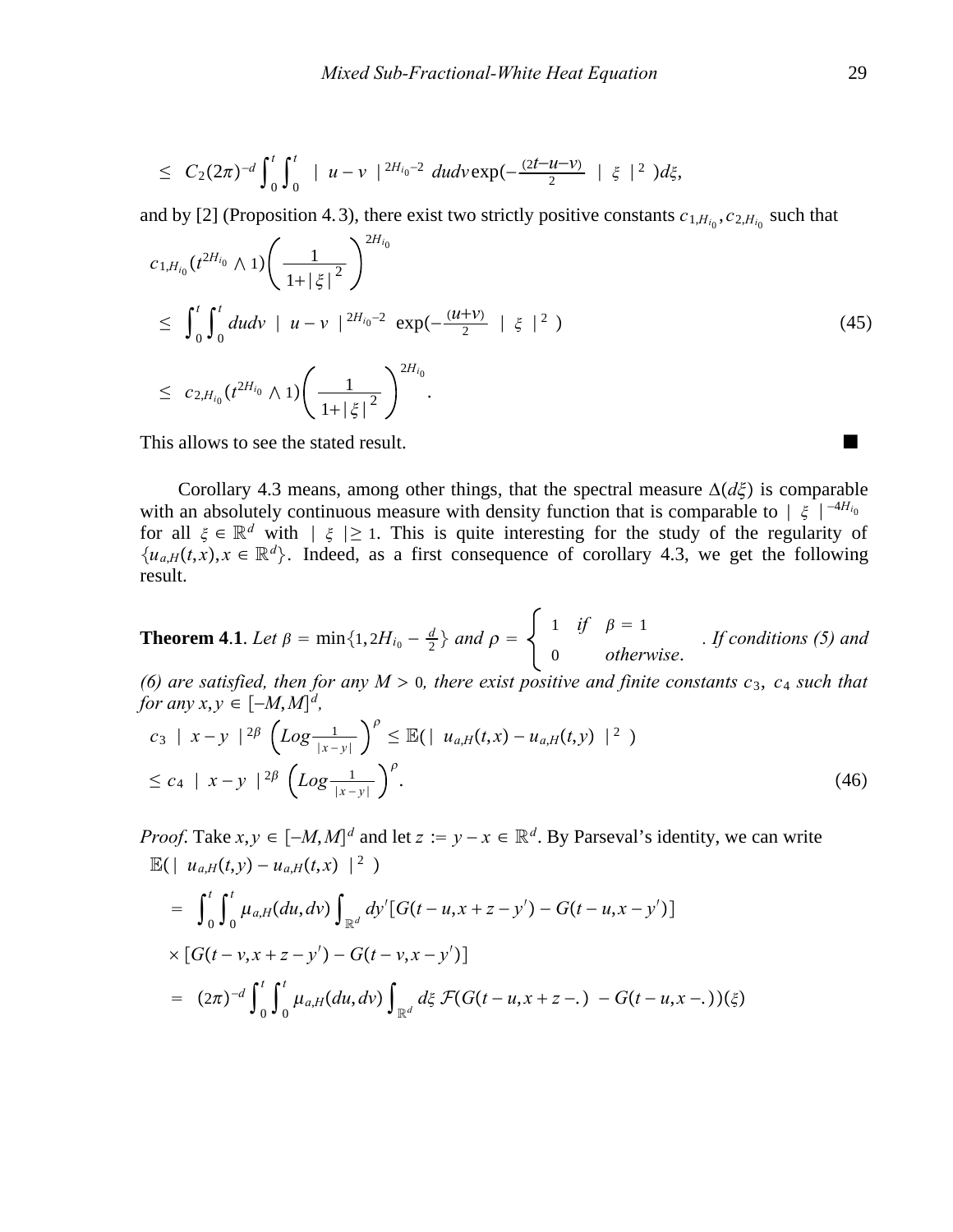$$\leq \; C_2(2\pi)^{-d}\int_0^t\int_0^t \;|\; u-v \;|^{\,2H_{i_0}-2}\; dudv\exp(-\tfrac{(2t-u-v)}{2}\;|\;\xi\;|^2\;)d\xi,$$

and by [2] (Proposition 4.3), there exist two strictly positive constants $c_{1,H_{i_0}}, c_{2,H_{i_0}}$ such that

$$\begin{aligned}
&c_{1,H_{i_0}}(t^{2H_{i_0}}\wedge 1)\left(\frac{1}{1+|\,\xi\,|^2}\right)^{2H_{i_0}} \\
&\leq \int_0^t\int_0^t dudv \;|\; u-v \;|^{\,2H_{i_0}-2}\; \exp(-\tfrac{(u+v)}{2}\;|\;\xi\;|^2\;) \qquad (45)\\
&\leq c_{2,H_{i_0}}(t^{2H_{i_0}}\wedge 1)\left(\frac{1}{1+|\,\xi\,|^2}\right)^{2H_{i_0}}.
\end{aligned}$$

This allows to see the stated result. ■

Corollary 4.3 means, among other things, that the spectral measure $\Delta(d\xi)$ is comparable with an absolutely continuous measure with density function that is comparable to $|\;\xi\;|^{-4H_{i_0}}$ for all $\xi\in\mathbb{R}^d$ with $|\;\xi\;|\geq 1$. This is quite interesting for the study of the regularity of $\{u_{a,H}(t,x), x\in\mathbb{R}^d\}$. Indeed, as a first consequence of corollary 4.3, we get the following result.

**Theorem 4.1**. *Let* $\beta = \min\{1, 2H_{i_0}-\frac{d}{2}\}$ *and* $\rho = \begin{cases} 1 & if \quad \beta = 1 \\ 0 & otherwise. \end{cases}$ *. If conditions (5) and (6) are satisfied, then for any* $M>0$*, there exist positive and finite constants* $c_3$*,* $c_4$ *such that for any* $x,y\in[-M,M]^d$*,*

$$\begin{aligned}
&c_3 \;|\; x-y \;|^{2\beta}\left(Log\frac{1}{|x-y|}\right)^{\rho} \leq \mathbb{E}(|\; u_{a,H}(t,x)-u_{a,H}(t,y)\;|^2\;)\\
&\leq c_4 \;|\; x-y \;|^{2\beta}\left(Log\frac{1}{|x-y|}\right)^{\rho}. \qquad (46)
\end{aligned}$$

*Proof*. Take $x,y\in[-M,M]^d$ and let $z := y-x\in\mathbb{R}^d$. By Parseval's identity, we can write

$$\begin{aligned}
&\mathbb{E}(|\; u_{a,H}(t,y)-u_{a,H}(t,x)\;|^2\;)\\
&= \int_0^t\int_0^t \mu_{a,H}(du,dv)\int_{\mathbb{R}^d} dy'[G(t-u,x+z-y')-G(t-u,x-y')]\\
&\times[G(t-v,x+z-y')-G(t-v,x-y')]\\
&= (2\pi)^{-d}\int_0^t\int_0^t \mu_{a,H}(du,dv)\int_{\mathbb{R}^d} d\xi\;\mathcal{F}(G(t-u,x+z-.)\;-G(t-u,x-.))(\xi)
\end{aligned}$$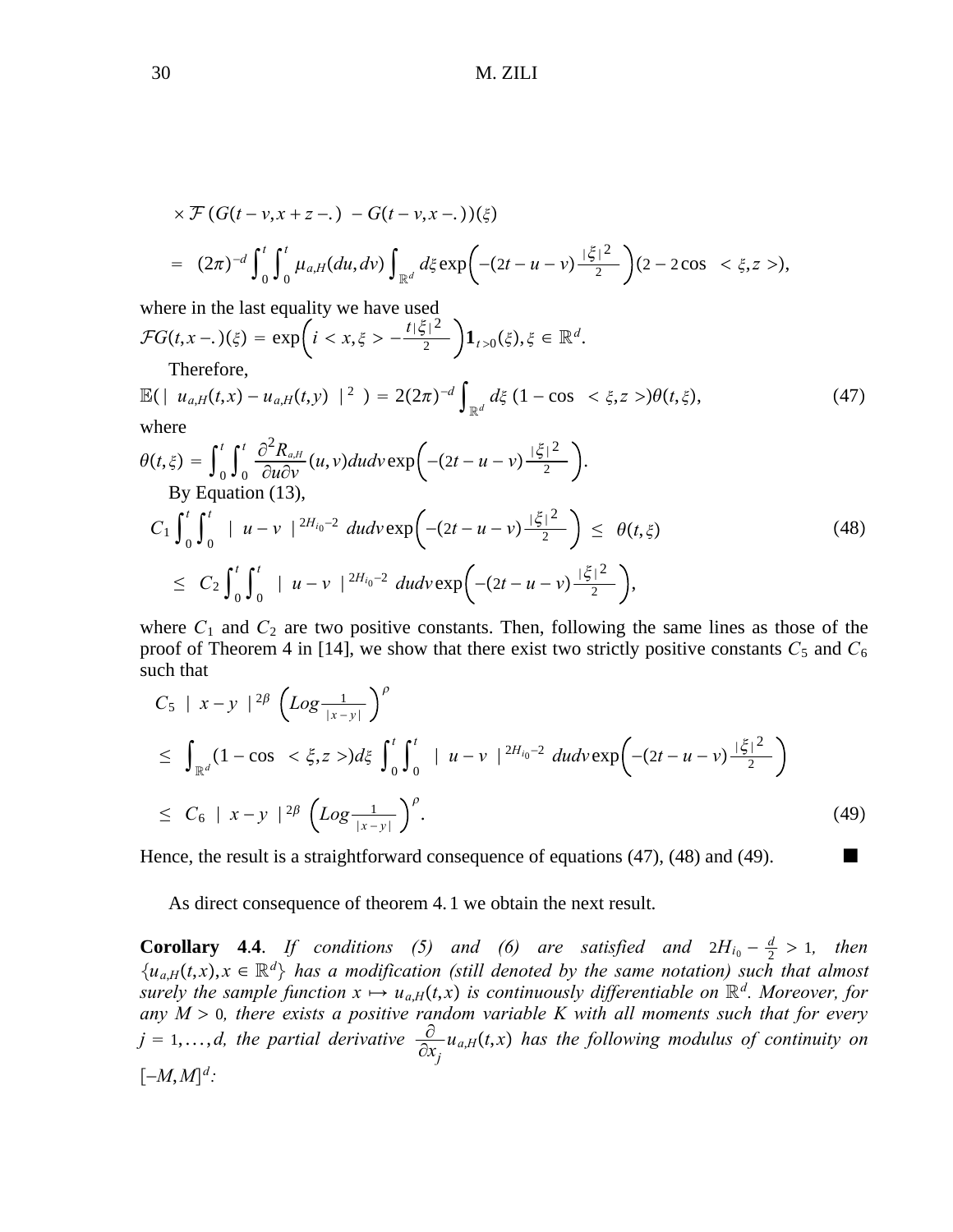$$\times \mathcal{F}\left(G(t-v,x+z-.)\ -G(t-v,x-.)\right)(\xi)$$

$$= \ (2\pi)^{-d}\int_0^t\int_0^t \mu_{a,H}(du,dv)\int_{\mathbb{R}^d} d\xi \exp\left(-(2t-u-v)\frac{|\xi|^2}{2}\right)(2-2\cos\ <\xi,z>),$$

where in the last equality we have used
$\mathcal{F}G(t,x-.)(\xi) = \exp\left(i<x,\xi> -\frac{t|\xi|^2}{2}\right)\mathbf{1}_{t>0}(\xi), \xi \in \mathbb{R}^d.$

Therefore,

$$\mathbb{E}(\mid u_{a,H}(t,x) - u_{a,H}(t,y)\mid^2) = 2(2\pi)^{-d}\int_{\mathbb{R}^d} d\xi\ (1-\cos\ <\xi,z>)\theta(t,\xi), \tag{47}$$

where
$\theta(t,\xi) = \int_0^t\int_0^t \frac{\partial^2 R_{a,H}}{\partial u \partial v}(u,v)dudv\exp\left(-(2t-u-v)\frac{|\xi|^2}{2}\right).$

By Equation (13),

$$C_1\int_0^t\int_0^t \mid u-v\mid^{2H_{i_0}-2} dudv\exp\left(-(2t-u-v)\frac{|\xi|^2}{2}\right) \leq \theta(t,\xi) \tag{48}$$
$$\leq C_2\int_0^t\int_0^t \mid u-v\mid^{2H_{i_0}-2} dudv\exp\left(-(2t-u-v)\frac{|\xi|^2}{2}\right),$$

where $C_1$ and $C_2$ are two positive constants. Then, following the same lines as those of the proof of Theorem 4 in [14], we show that there exist two strictly positive constants $C_5$ and $C_6$ such that

$$C_5\ \mid x-y\mid^{2\beta}\left(Log\frac{1}{|x-y|}\right)^{\rho}$$
$$\leq \int_{\mathbb{R}^d}(1-\cos\ <\xi,z>)d\xi\int_0^t\int_0^t \mid u-v\mid^{2H_{i_0}-2} dudv\exp\left(-(2t-u-v)\frac{|\xi|^2}{2}\right)$$
$$\leq C_6\ \mid x-y\mid^{2\beta}\left(Log\frac{1}{|x-y|}\right)^{\rho}. \tag{49}$$

Hence, the result is a straightforward consequence of equations (47), (48) and (49). ■

As direct consequence of theorem 4.1 we obtain the next result.

**Corollary 4.4**. *If conditions (5) and (6) are satisfied and $2H_{i_0} - \frac{d}{2} > 1$, then $\{u_{a,H}(t,x), x \in \mathbb{R}^d\}$ has a modification (still denoted by the same notation) such that almost surely the sample function $x \mapsto u_{a,H}(t,x)$ is continuously differentiable on $\mathbb{R}^d$. Moreover, for any $M > 0$, there exists a positive random variable K with all moments such that for every $j = 1,\ldots,d$, the partial derivative $\frac{\partial}{\partial x_j}u_{a,H}(t,x)$ has the following modulus of continuity on $[-M,M]^d$:*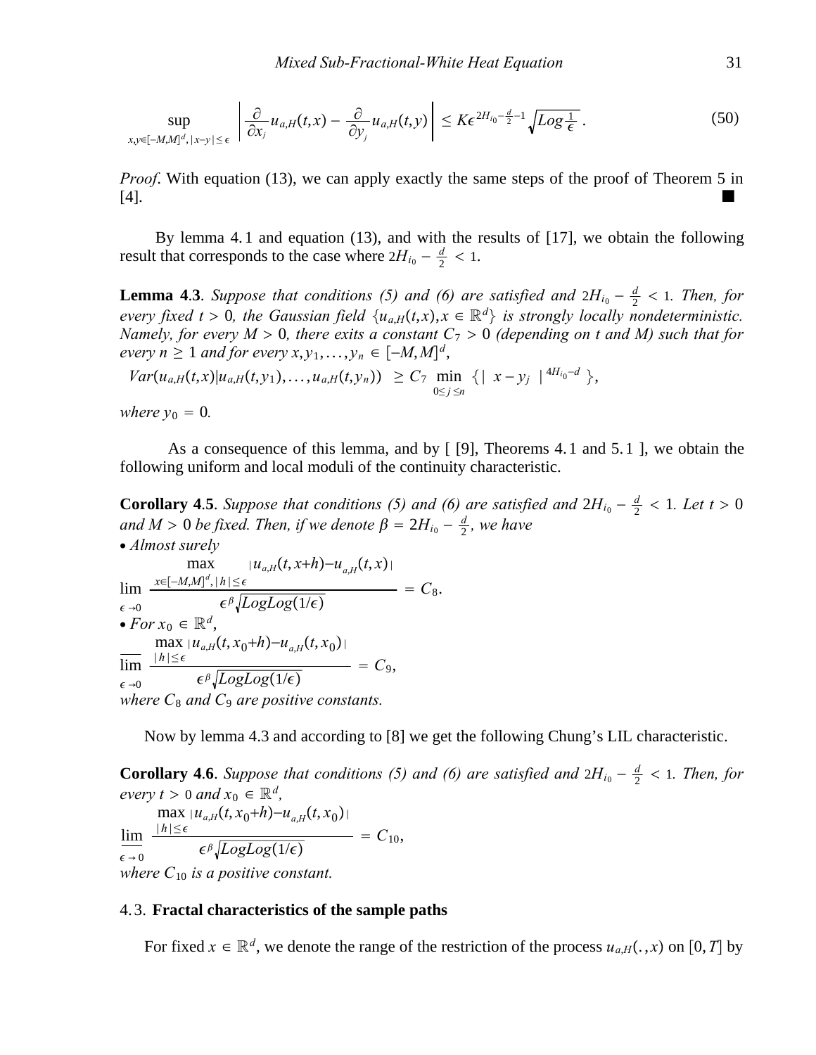$$\sup_{x,y\in[-M,M]^d,\,|x-y|\le\epsilon}\left|\frac{\partial}{\partial x_j}u_{a,H}(t,x)-\frac{\partial}{\partial y_j}u_{a,H}(t,y)\right|\le K\epsilon^{2H_{i_0}-\frac{d}{2}-1}\sqrt{Log\frac{1}{\epsilon}}\,. \tag{50}$$

*Proof*. With equation (13), we can apply exactly the same steps of the proof of Theorem 5 in [4]. ■

By lemma 4.1 and equation (13), and with the results of [17], we obtain the following result that corresponds to the case where $2H_{i_0}-\frac{d}{2}<1$.

**Lemma 4.3**. *Suppose that conditions (5) and (6) are satisfied and* $2H_{i_0}-\frac{d}{2}<1$*. Then, for every fixed* $t>0$*, the Gaussian field* $\{u_{a,H}(t,x),x\in\mathbb{R}^d\}$ *is strongly locally nondeterministic. Namely, for every* $M>0$*, there exits a constant* $C_7>0$ *(depending on t and M) such that for every* $n\ge1$ *and for every* $x,y_1,\ldots,y_n\in[-M,M]^d$*,*

$$Var(u_{a,H}(t,x)|u_{a,H}(t,y_1),\ldots,u_{a,H}(t,y_n))\ \ge C_7\min_{0\le j\le n}\{|\ x-y_j\ |^{4H_{i_0}-d}\},$$

*where* $y_0=0$*.*

As a consequence of this lemma, and by [ [9], Theorems 4.1 and 5.1 ], we obtain the following uniform and local moduli of the continuity characteristic.

**Corollary 4.5**. *Suppose that conditions (5) and (6) are satisfied and* $2H_{i_0}-\frac{d}{2}<1$*. Let* $t>0$ *and* $M>0$ *be fixed. Then, if we denote* $\beta=2H_{i_0}-\frac{d}{2}$*, we have*

- *Almost surely*

$$\lim_{\epsilon\to0}\frac{\max_{x\in[-M,M]^d,\,|h|\le\epsilon}|u_{a,H}(t,x+h)-u_{a,H}(t,x)|}{\epsilon^\beta\sqrt{LogLog(1/\epsilon)}}=C_8.$$

- *For* $x_0\in\mathbb{R}^d$*,*

$$\overline{\lim_{\epsilon\to0}}\frac{\max_{|h|\le\epsilon}|u_{a,H}(t,x_0+h)-u_{a,H}(t,x_0)|}{\epsilon^\beta\sqrt{LogLog(1/\epsilon)}}=C_9,$$

*where* $C_8$ *and* $C_9$ *are positive constants.*

Now by lemma 4.3 and according to [8] we get the following Chung's LIL characteristic.

**Corollary 4.6**. *Suppose that conditions (5) and (6) are satisfied and* $2H_{i_0}-\frac{d}{2}<1$*. Then, for every* $t>0$ *and* $x_0\in\mathbb{R}^d$*,*

$$\underline{\lim_{\epsilon\to0}}\frac{\max_{|h|\le\epsilon}|u_{a,H}(t,x_0+h)-u_{a,H}(t,x_0)|}{\epsilon^\beta\sqrt{LogLog(1/\epsilon)}}=C_{10},$$

*where* $C_{10}$ *is a positive constant.*

### 4.3. Fractal characteristics of the sample paths

For fixed $x\in\mathbb{R}^d$, we denote the range of the restriction of the process $u_{a,H}(.,x)$ on $[0,T]$ by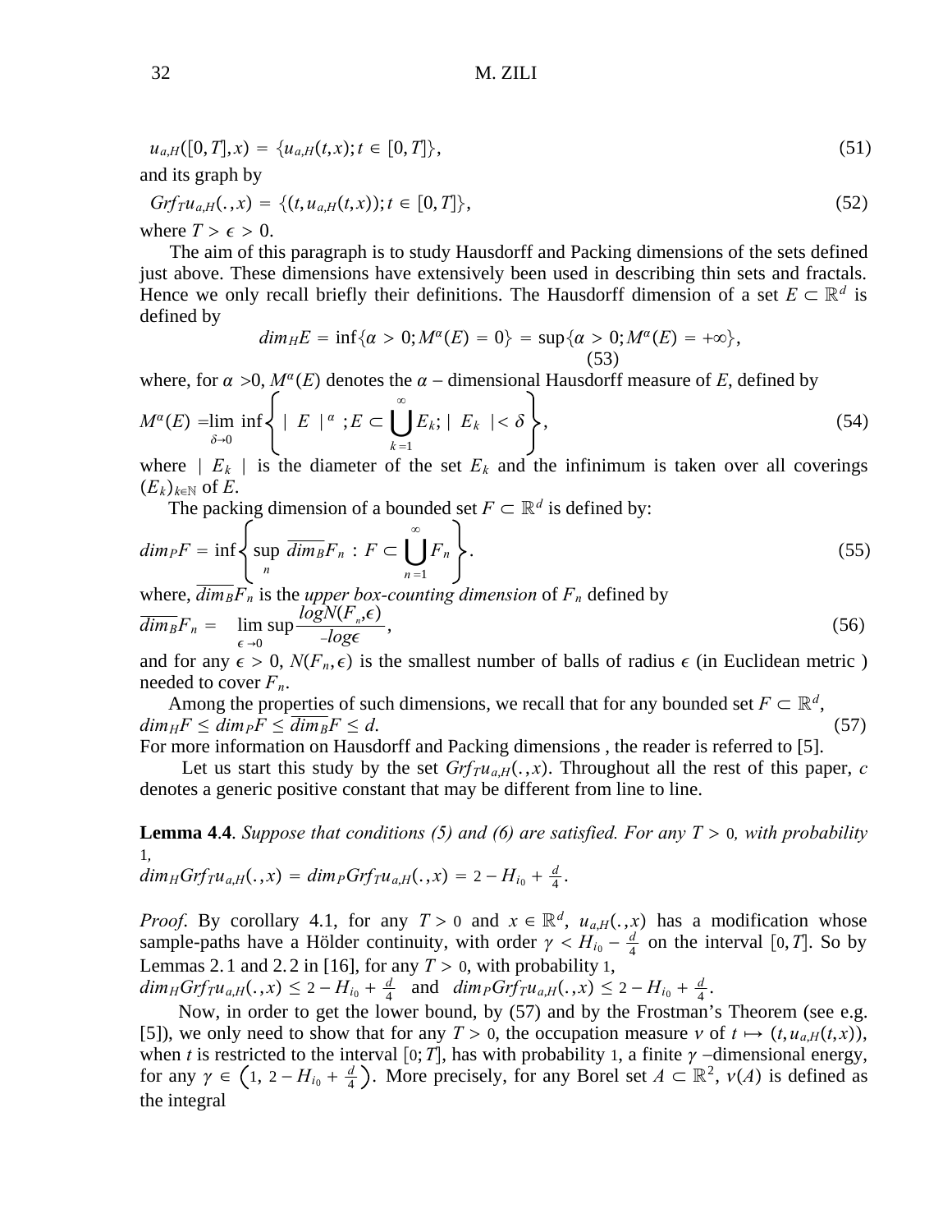$$u_{a,H}([0,T],x) = \{u_{a,H}(t,x); t \in [0,T]\}, \tag{51}$$

and its graph by

$$Grf_T u_{a,H}(.,x) = \{(t, u_{a,H}(t,x)); t \in [0,T]\}, \tag{52}$$

where $T > \epsilon > 0$.

The aim of this paragraph is to study Hausdorff and Packing dimensions of the sets defined just above. These dimensions have extensively been used in describing thin sets and fractals. Hence we only recall briefly their definitions. The Hausdorff dimension of a set $E \subset \mathbb{R}^d$ is defined by

$$dim_H E = \inf\{\alpha > 0; M^\alpha(E) = 0\} = \sup\{\alpha > 0; M^\alpha(E) = +\infty\}, \tag{53}$$

where, for $\alpha > 0$, $M^\alpha(E)$ denotes the $\alpha$ – dimensional Hausdorff measure of $E$, defined by

$$M^\alpha(E) = \lim_{\delta \to 0} \inf\left\{ \mid E \mid^\alpha ; E \subset \bigcup_{k=1}^{\infty} E_k ; \mid E_k \mid < \delta \right\}, \tag{54}$$

where $\mid E_k \mid$ is the diameter of the set $E_k$ and the infinimum is taken over all coverings $(E_k)_{k \in \mathbb{N}}$ of $E$.

The packing dimension of a bounded set $F \subset \mathbb{R}^d$ is defined by:

$$dim_P F = \inf\left\{ \sup_n \overline{dim_B} F_n : F \subset \bigcup_{n=1}^{\infty} F_n \right\}. \tag{55}$$

where, $\overline{dim_B} F_n$ is the *upper box-counting dimension* of $F_n$ defined by

$$\overline{dim_B} F_n = \limsup_{\epsilon \to 0} \frac{\log N(F_n, \epsilon)}{-\log \epsilon}, \tag{56}$$

and for any $\epsilon > 0$, $N(F_n, \epsilon)$ is the smallest number of balls of radius $\epsilon$ (in Euclidean metric ) needed to cover $F_n$.

Among the properties of such dimensions, we recall that for any bounded set $F \subset \mathbb{R}^d$,

$$dim_H F \le dim_P F \le \overline{dim_B} F \le d. \tag{57}$$

For more information on Hausdorff and Packing dimensions , the reader is referred to [5].

Let us start this study by the set $Grf_T u_{a,H}(.,x)$. Throughout all the rest of this paper, $c$ denotes a generic positive constant that may be different from line to line.

**Lemma 4.4**. *Suppose that conditions (5) and (6) are satisfied. For any $T > 0$, with probability 1,*

$$dim_H Grf_T u_{a,H}(.,x) = dim_P Grf_T u_{a,H}(.,x) = 2 - H_{i_0} + \tfrac{d}{4}.$$

*Proof*. By corollary 4.1, for any $T > 0$ and $x \in \mathbb{R}^d$, $u_{a,H}(.,x)$ has a modification whose sample-paths have a Hölder continuity, with order $\gamma < H_{i_0} - \frac{d}{4}$ on the interval $[0,T]$. So by Lemmas 2.1 and 2.2 in [16], for any $T > 0$, with probability 1,

$dim_H Grf_T u_{a,H}(.,x) \le 2 - H_{i_0} + \frac{d}{4}$ and $dim_P Grf_T u_{a,H}(.,x) \le 2 - H_{i_0} + \frac{d}{4}$.

Now, in order to get the lower bound, by (57) and by the Frostman's Theorem (see e.g. [5]), we only need to show that for any $T > 0$, the occupation measure $\nu$ of $t \mapsto (t, u_{a,H}(t,x))$, when $t$ is restricted to the interval $[0;T]$, has with probability 1, a finite $\gamma$ –dimensional energy, for any $\gamma \in \left(1, 2 - H_{i_0} + \frac{d}{4}\right)$. More precisely, for any Borel set $A \subset \mathbb{R}^2$, $\nu(A)$ is defined as the integral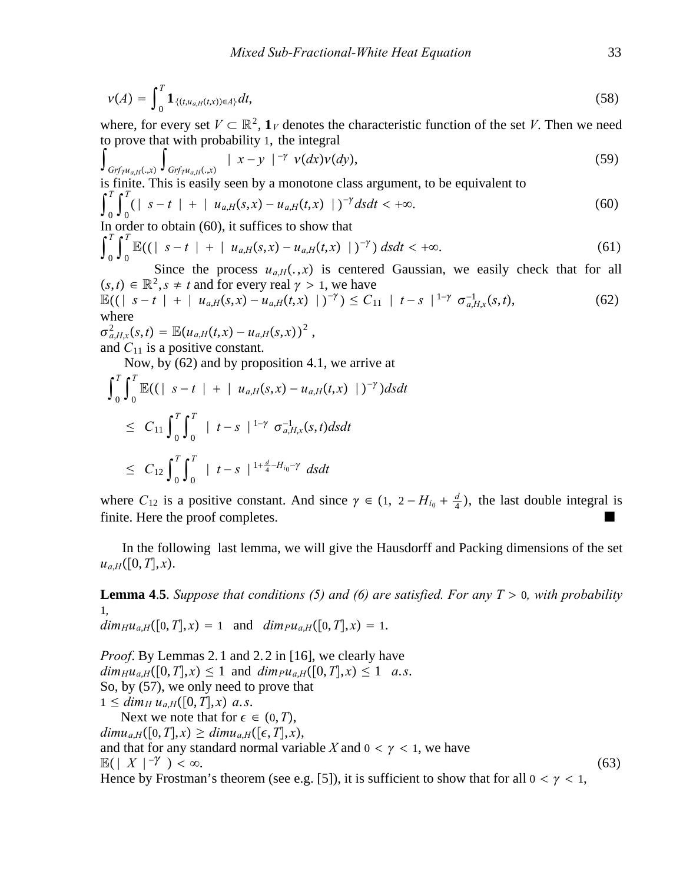$$\nu(A) = \int_0^T \mathbf{1}_{\{(t,u_{a,H}(t,x))\in A\}} dt, \tag{58}$$

where, for every set $V \subset \mathbb{R}^2$, $\mathbf{1}_V$ denotes the characteristic function of the set $V$. Then we need to prove that with probability 1, the integral

$$\int_{Grf_T u_{a,H}(.,x)} \int_{Grf_T u_{a,H}(.,x)} | x - y |^{-\gamma} \nu(dx)\nu(dy), \tag{59}$$

is finite. This is easily seen by a monotone class argument, to be equivalent to

$$\int_0^T \int_0^T (| s-t | + | u_{a,H}(s,x) - u_{a,H}(t,x) |)^{-\gamma} ds dt < +\infty. \tag{60}$$

In order to obtain (60), it suffices to show that

$$\int_0^T \int_0^T \mathbb{E}((| s-t | + | u_{a,H}(s,x) - u_{a,H}(t,x) |)^{-\gamma}) ds dt < +\infty. \tag{61}$$

Since the process $u_{a,H}(.,x)$ is centered Gaussian, we easily check that for all $(s,t) \in \mathbb{R}^2, s \neq t$ and for every real $\gamma > 1$, we have

$$\mathbb{E}((| s-t | + | u_{a,H}(s,x) - u_{a,H}(t,x) |)^{-\gamma}) \leq C_{11} | t-s |^{1-\gamma} \sigma_{a,H,x}^{-1}(s,t), \tag{62}$$

where

$\sigma_{a,H,x}^2(s,t) = \mathbb{E}(u_{a,H}(t,x) - u_{a,H}(s,x))^2$ ,

and $C_{11}$ is a positive constant.

Now, by (62) and by proposition 4.1, we arrive at

$$\begin{aligned}
&\int_0^T \int_0^T \mathbb{E}((| s-t | + | u_{a,H}(s,x) - u_{a,H}(t,x) |)^{-\gamma}) ds dt \\
&\leq C_{11} \int_0^T \int_0^T | t-s |^{1-\gamma} \sigma_{a,H,x}^{-1}(s,t) ds dt \\
&\leq C_{12} \int_0^T \int_0^T | t-s |^{1+\frac{d}{4}-H_{i_0}-\gamma} ds dt
\end{aligned}$$

where $C_{12}$ is a positive constant. And since $\gamma \in (1, 2 - H_{i_0} + \frac{d}{4})$, the last double integral is finite. Here the proof completes. ■

In the following last lemma, we will give the Hausdorff and Packing dimensions of the set $u_{a,H}([0,T],x)$.

**Lemma 4.5**. *Suppose that conditions (5) and (6) are satisfied. For any $T > 0$, with probability 1,*

$dim_H u_{a,H}([0,T],x) = 1$ and $dim_P u_{a,H}([0,T],x) = 1$.

*Proof*. By Lemmas 2.1 and 2.2 in [16], we clearly have

$dim_H u_{a,H}([0,T],x) \leq 1$ and $dim_P u_{a,H}([0,T],x) \leq 1$ $a.s.$

So, by (57), we only need to prove that

$1 \leq dim_H\, u_{a,H}([0,T],x)$ $a.s.$

Next we note that for $\epsilon \in (0,T)$,

$dim\, u_{a,H}([0,T],x) \geq dim\, u_{a,H}([\epsilon,T],x)$,

and that for any standard normal variable $X$ and $0 < \gamma < 1$, we have

$$\mathbb{E}(| X |^{-\gamma}) < \infty. \tag{63}$$

Hence by Frostman's theorem (see e.g. [5]), it is sufficient to show that for all $0 < \gamma < 1$,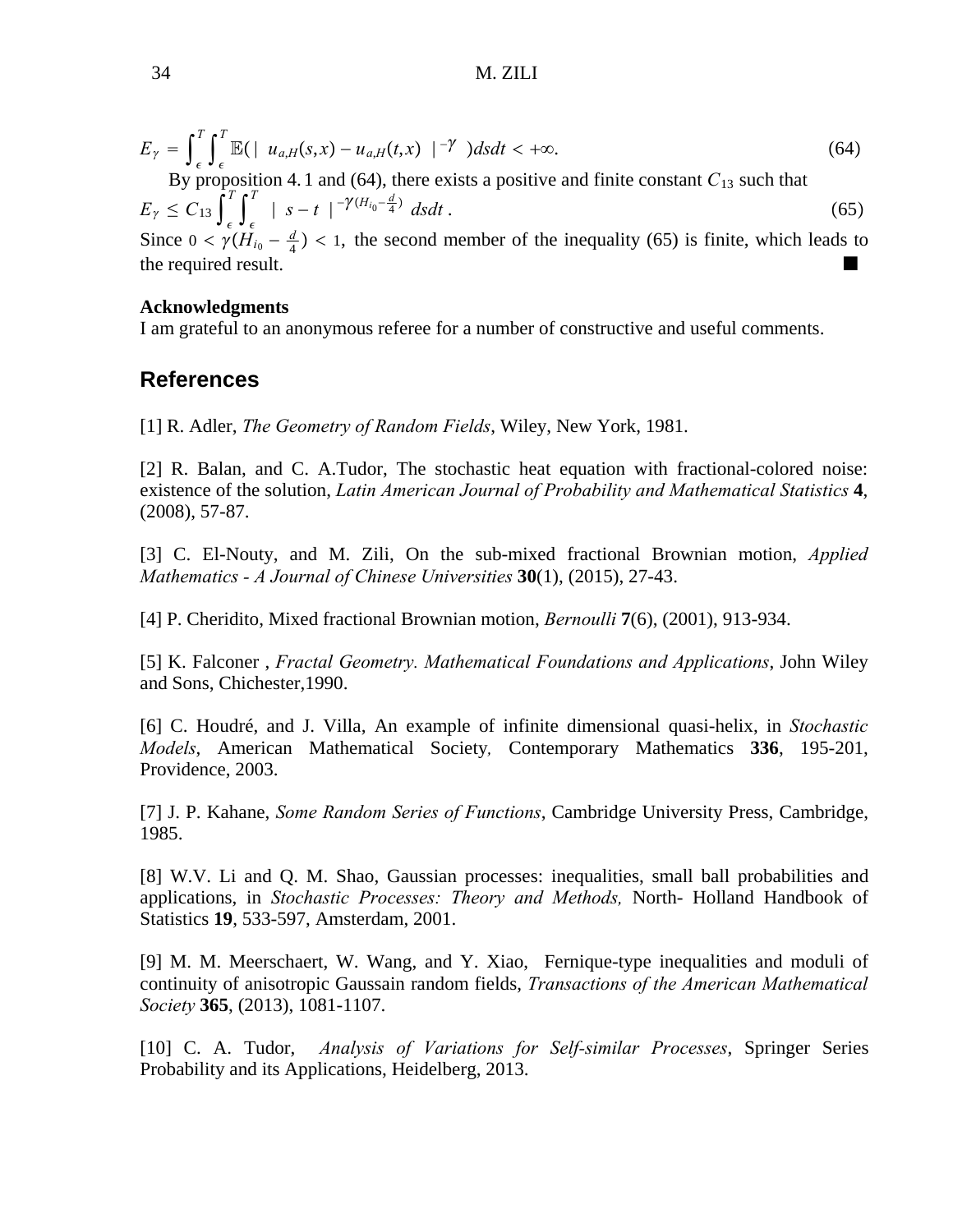$$E_\gamma = \int_\epsilon^T \int_\epsilon^T \mathbb{E}(\mid u_{a,H}(s,x) - u_{a,H}(t,x) \mid^{-\gamma})dsdt < +\infty. \tag{64}$$

By proposition 4.1 and (64), there exists a positive and finite constant $C_{13}$ such that

$$E_\gamma \le C_{13} \int_\epsilon^T \int_\epsilon^T \mid s-t \mid^{-\gamma(H_{i_0} - \frac{d}{4})} dsdt. \tag{65}$$

Since $0 < \gamma(H_{i_0} - \frac{d}{4}) < 1$, the second member of the inequality (65) is finite, which leads to the required result. ■

**Acknowledgments**

I am grateful to an anonymous referee for a number of constructive and useful comments.

## References

[1] R. Adler, *The Geometry of Random Fields*, Wiley, New York, 1981.

[2] R. Balan, and C. A.Tudor, The stochastic heat equation with fractional-colored noise: existence of the solution, *Latin American Journal of Probability and Mathematical Statistics* **4**, (2008), 57-87.

[3] C. El-Nouty, and M. Zili, On the sub-mixed fractional Brownian motion, *Applied Mathematics - A Journal of Chinese Universities* **30**(1), (2015), 27-43.

[4] P. Cheridito, Mixed fractional Brownian motion, *Bernoulli* **7**(6), (2001), 913-934.

[5] K. Falconer , *Fractal Geometry. Mathematical Foundations and Applications*, John Wiley and Sons, Chichester,1990.

[6] C. Houdré, and J. Villa, An example of infinite dimensional quasi-helix, in *Stochastic Models*, American Mathematical Society, Contemporary Mathematics **336**, 195-201, Providence, 2003.

[7] J. P. Kahane, *Some Random Series of Functions*, Cambridge University Press, Cambridge, 1985.

[8] W.V. Li and Q. M. Shao, Gaussian processes: inequalities, small ball probabilities and applications, in *Stochastic Processes: Theory and Methods,* North- Holland Handbook of Statistics **19**, 533-597, Amsterdam, 2001.

[9] M. M. Meerschaert, W. Wang, and Y. Xiao, Fernique-type inequalities and moduli of continuity of anisotropic Gaussain random fields, *Transactions of the American Mathematical Society* **365**, (2013), 1081-1107.

[10] C. A. Tudor, *Analysis of Variations for Self-similar Processes*, Springer Series Probability and its Applications, Heidelberg, 2013.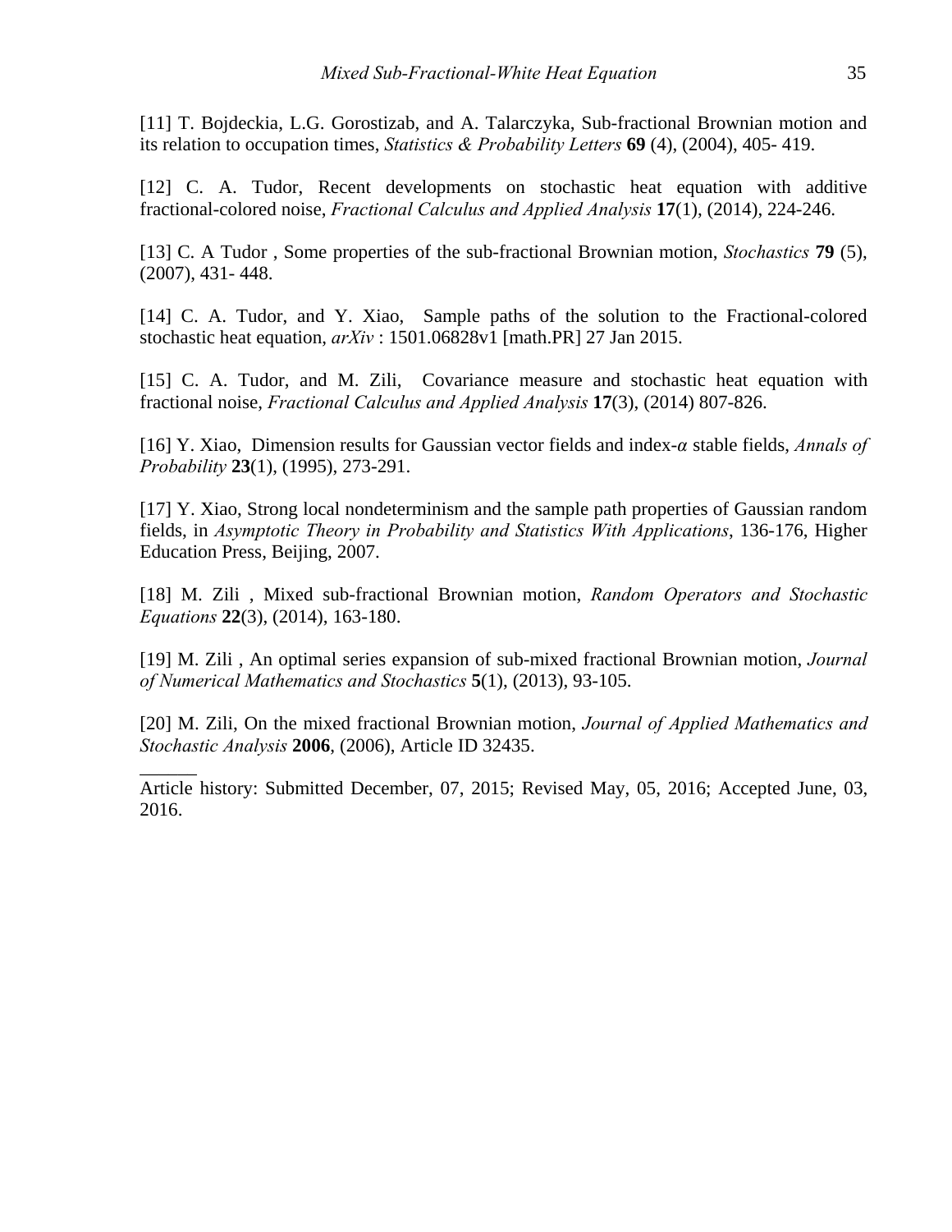[11] T. Bojdeckia, L.G. Gorostizab, and A. Talarczyka, Sub-fractional Brownian motion and its relation to occupation times, *Statistics & Probability Letters* **69** (4), (2004), 405- 419.

[12] C. A. Tudor, Recent developments on stochastic heat equation with additive fractional-colored noise, *Fractional Calculus and Applied Analysis* **17**(1), (2014), 224-246.

[13] C. A Tudor , Some properties of the sub-fractional Brownian motion, *Stochastics* **79** (5), (2007), 431- 448.

[14] C. A. Tudor, and Y. Xiao, Sample paths of the solution to the Fractional-colored stochastic heat equation, *arXiv* : 1501.06828v1 [math.PR] 27 Jan 2015.

[15] C. A. Tudor, and M. Zili, Covariance measure and stochastic heat equation with fractional noise, *Fractional Calculus and Applied Analysis* **17**(3), (2014) 807-826.

[16] Y. Xiao, Dimension results for Gaussian vector fields and index-$\alpha$ stable fields, *Annals of Probability* **23**(1), (1995), 273-291.

[17] Y. Xiao, Strong local nondeterminism and the sample path properties of Gaussian random fields, in *Asymptotic Theory in Probability and Statistics With Applications*, 136-176, Higher Education Press, Beijing, 2007.

[18] M. Zili , Mixed sub-fractional Brownian motion, *Random Operators and Stochastic Equations* **22**(3), (2014), 163-180.

[19] M. Zili , An optimal series expansion of sub-mixed fractional Brownian motion, *Journal of Numerical Mathematics and Stochastics* **5**(1), (2013), 93-105.

[20] M. Zili, On the mixed fractional Brownian motion, *Journal of Applied Mathematics and Stochastic Analysis* **2006**, (2006), Article ID 32435.

---

Article history: Submitted December, 07, 2015; Revised May, 05, 2016; Accepted June, 03, 2016.